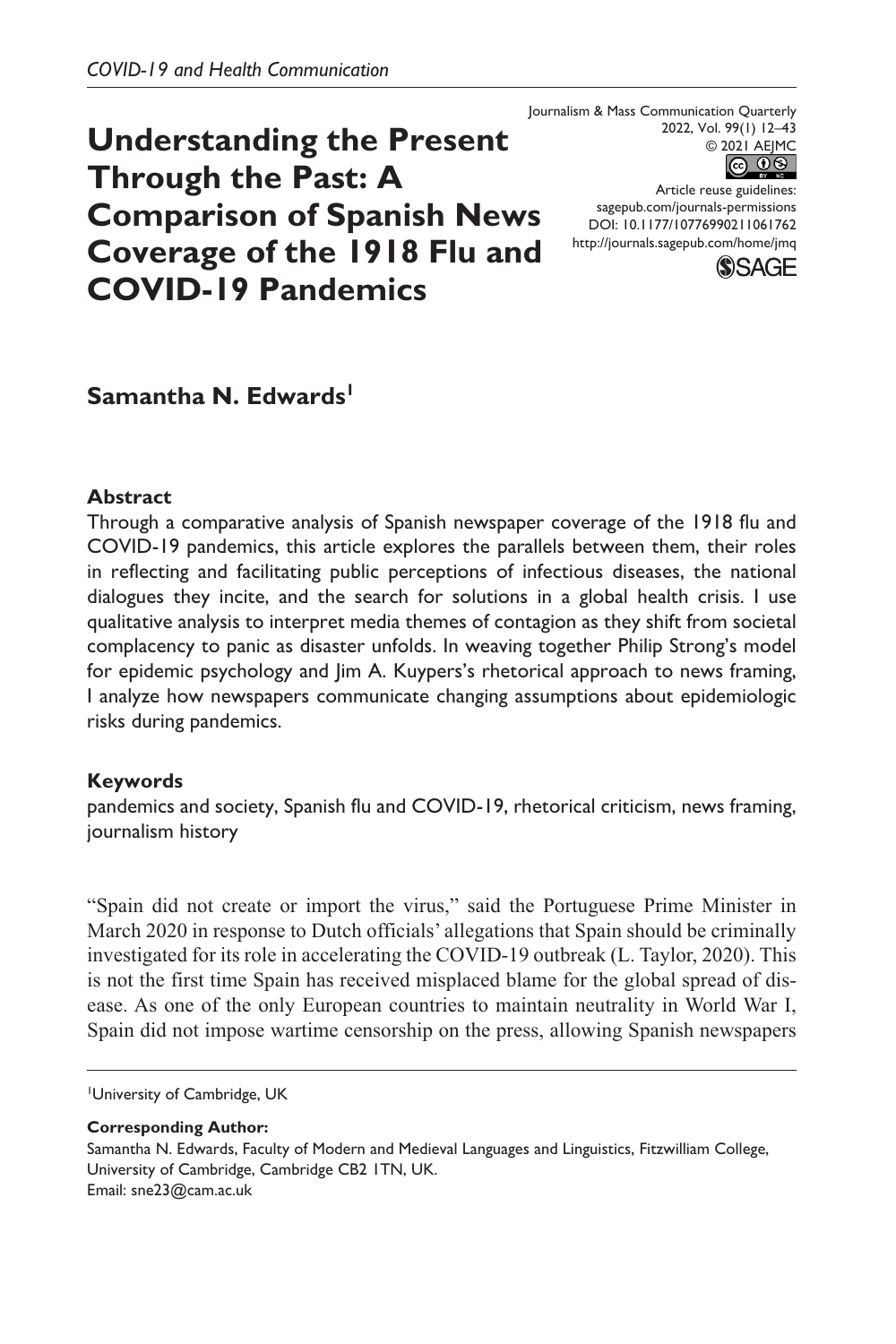*COVID-19 and Health Communication*

# Understanding the Present Through the Past: A Comparison of Spanish News Coverage of the 1918 Flu and COVID-19 Pandemics

Journalism & Mass Communication Quarterly
2022, Vol. 99(1) 12–43
© 2021 AEJMC
Article reuse guidelines:
sagepub.com/journals-permissions
DOI: 10.1177/10776990211061762
http://journals.sagepub.com/home/jmq

**Samantha N. Edwards**[1]

## Abstract

Through a comparative analysis of Spanish newspaper coverage of the 1918 flu and COVID-19 pandemics, this article explores the parallels between them, their roles in reflecting and facilitating public perceptions of infectious diseases, the national dialogues they incite, and the search for solutions in a global health crisis. I use qualitative analysis to interpret media themes of contagion as they shift from societal complacency to panic as disaster unfolds. In weaving together Philip Strong's model for epidemic psychology and Jim A. Kuypers's rhetorical approach to news framing, I analyze how newspapers communicate changing assumptions about epidemiologic risks during pandemics.

## Keywords

pandemics and society, Spanish flu and COVID-19, rhetorical criticism, news framing, journalism history

"Spain did not create or import the virus," said the Portuguese Prime Minister in March 2020 in response to Dutch officials' allegations that Spain should be criminally investigated for its role in accelerating the COVID-19 outbreak (L. Taylor, 2020). This is not the first time Spain has received misplaced blame for the global spread of disease. As one of the only European countries to maintain neutrality in World War I, Spain did not impose wartime censorship on the press, allowing Spanish newspapers

---

[1]University of Cambridge, UK

**Corresponding Author:**
Samantha N. Edwards, Faculty of Modern and Medieval Languages and Linguistics, Fitzwilliam College, University of Cambridge, Cambridge CB2 1TN, UK.
Email: sne23@cam.ac.uk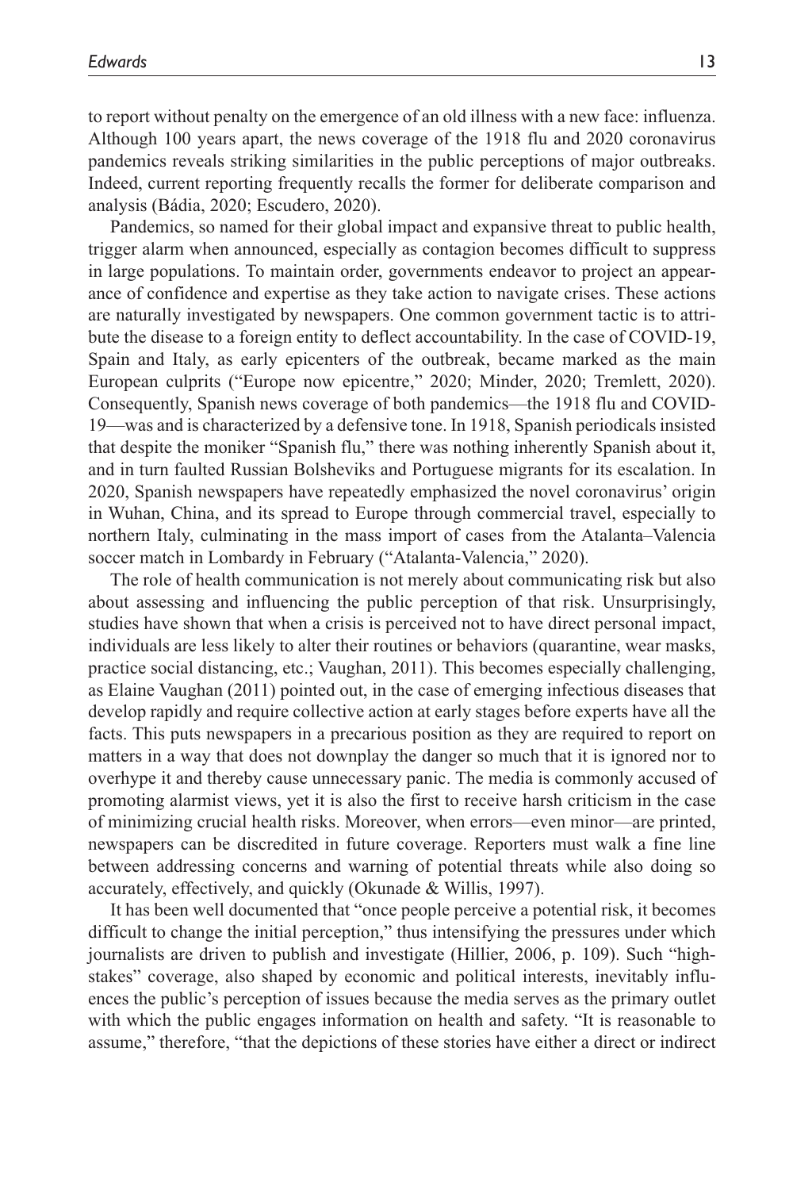to report without penalty on the emergence of an old illness with a new face: influenza. Although 100 years apart, the news coverage of the 1918 flu and 2020 coronavirus pandemics reveals striking similarities in the public perceptions of major outbreaks. Indeed, current reporting frequently recalls the former for deliberate comparison and analysis (Bádia, 2020; Escudero, 2020).

Pandemics, so named for their global impact and expansive threat to public health, trigger alarm when announced, especially as contagion becomes difficult to suppress in large populations. To maintain order, governments endeavor to project an appearance of confidence and expertise as they take action to navigate crises. These actions are naturally investigated by newspapers. One common government tactic is to attribute the disease to a foreign entity to deflect accountability. In the case of COVID-19, Spain and Italy, as early epicenters of the outbreak, became marked as the main European culprits ("Europe now epicentre," 2020; Minder, 2020; Tremlett, 2020). Consequently, Spanish news coverage of both pandemics—the 1918 flu and COVID-19—was and is characterized by a defensive tone. In 1918, Spanish periodicals insisted that despite the moniker "Spanish flu," there was nothing inherently Spanish about it, and in turn faulted Russian Bolsheviks and Portuguese migrants for its escalation. In 2020, Spanish newspapers have repeatedly emphasized the novel coronavirus' origin in Wuhan, China, and its spread to Europe through commercial travel, especially to northern Italy, culminating in the mass import of cases from the Atalanta–Valencia soccer match in Lombardy in February ("Atalanta-Valencia," 2020).

The role of health communication is not merely about communicating risk but also about assessing and influencing the public perception of that risk. Unsurprisingly, studies have shown that when a crisis is perceived not to have direct personal impact, individuals are less likely to alter their routines or behaviors (quarantine, wear masks, practice social distancing, etc.; Vaughan, 2011). This becomes especially challenging, as Elaine Vaughan (2011) pointed out, in the case of emerging infectious diseases that develop rapidly and require collective action at early stages before experts have all the facts. This puts newspapers in a precarious position as they are required to report on matters in a way that does not downplay the danger so much that it is ignored nor to overhype it and thereby cause unnecessary panic. The media is commonly accused of promoting alarmist views, yet it is also the first to receive harsh criticism in the case of minimizing crucial health risks. Moreover, when errors—even minor—are printed, newspapers can be discredited in future coverage. Reporters must walk a fine line between addressing concerns and warning of potential threats while also doing so accurately, effectively, and quickly (Okunade & Willis, 1997).

It has been well documented that "once people perceive a potential risk, it becomes difficult to change the initial perception," thus intensifying the pressures under which journalists are driven to publish and investigate (Hillier, 2006, p. 109). Such "high-stakes" coverage, also shaped by economic and political interests, inevitably influences the public's perception of issues because the media serves as the primary outlet with which the public engages information on health and safety. "It is reasonable to assume," therefore, "that the depictions of these stories have either a direct or indirect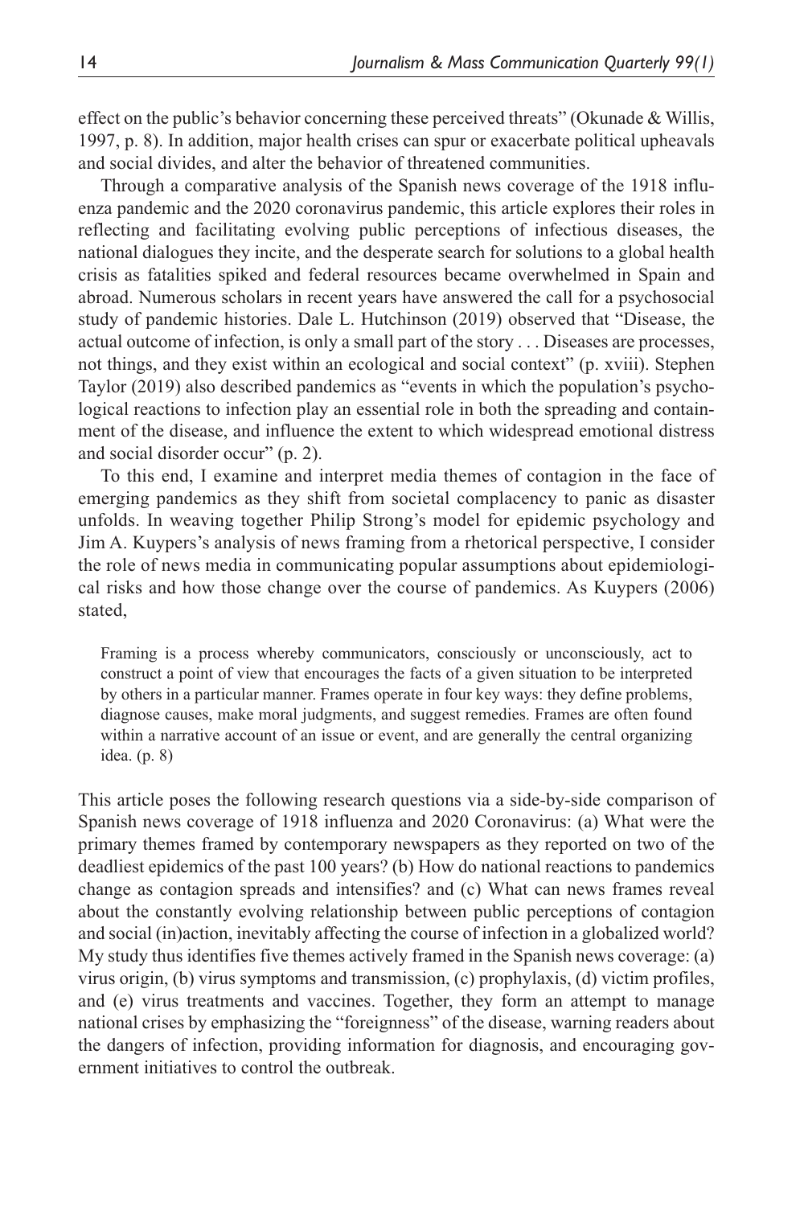effect on the public's behavior concerning these perceived threats" (Okunade & Willis, 1997, p. 8). In addition, major health crises can spur or exacerbate political upheavals and social divides, and alter the behavior of threatened communities.

Through a comparative analysis of the Spanish news coverage of the 1918 influenza pandemic and the 2020 coronavirus pandemic, this article explores their roles in reflecting and facilitating evolving public perceptions of infectious diseases, the national dialogues they incite, and the desperate search for solutions to a global health crisis as fatalities spiked and federal resources became overwhelmed in Spain and abroad. Numerous scholars in recent years have answered the call for a psychosocial study of pandemic histories. Dale L. Hutchinson (2019) observed that "Disease, the actual outcome of infection, is only a small part of the story . . . Diseases are processes, not things, and they exist within an ecological and social context" (p. xviii). Stephen Taylor (2019) also described pandemics as "events in which the population's psychological reactions to infection play an essential role in both the spreading and containment of the disease, and influence the extent to which widespread emotional distress and social disorder occur" (p. 2).

To this end, I examine and interpret media themes of contagion in the face of emerging pandemics as they shift from societal complacency to panic as disaster unfolds. In weaving together Philip Strong's model for epidemic psychology and Jim A. Kuypers's analysis of news framing from a rhetorical perspective, I consider the role of news media in communicating popular assumptions about epidemiological risks and how those change over the course of pandemics. As Kuypers (2006) stated,

> Framing is a process whereby communicators, consciously or unconsciously, act to construct a point of view that encourages the facts of a given situation to be interpreted by others in a particular manner. Frames operate in four key ways: they define problems, diagnose causes, make moral judgments, and suggest remedies. Frames are often found within a narrative account of an issue or event, and are generally the central organizing idea. (p. 8)

This article poses the following research questions via a side-by-side comparison of Spanish news coverage of 1918 influenza and 2020 Coronavirus: (a) What were the primary themes framed by contemporary newspapers as they reported on two of the deadliest epidemics of the past 100 years? (b) How do national reactions to pandemics change as contagion spreads and intensifies? and (c) What can news frames reveal about the constantly evolving relationship between public perceptions of contagion and social (in)action, inevitably affecting the course of infection in a globalized world? My study thus identifies five themes actively framed in the Spanish news coverage: (a) virus origin, (b) virus symptoms and transmission, (c) prophylaxis, (d) victim profiles, and (e) virus treatments and vaccines. Together, they form an attempt to manage national crises by emphasizing the "foreignness" of the disease, warning readers about the dangers of infection, providing information for diagnosis, and encouraging government initiatives to control the outbreak.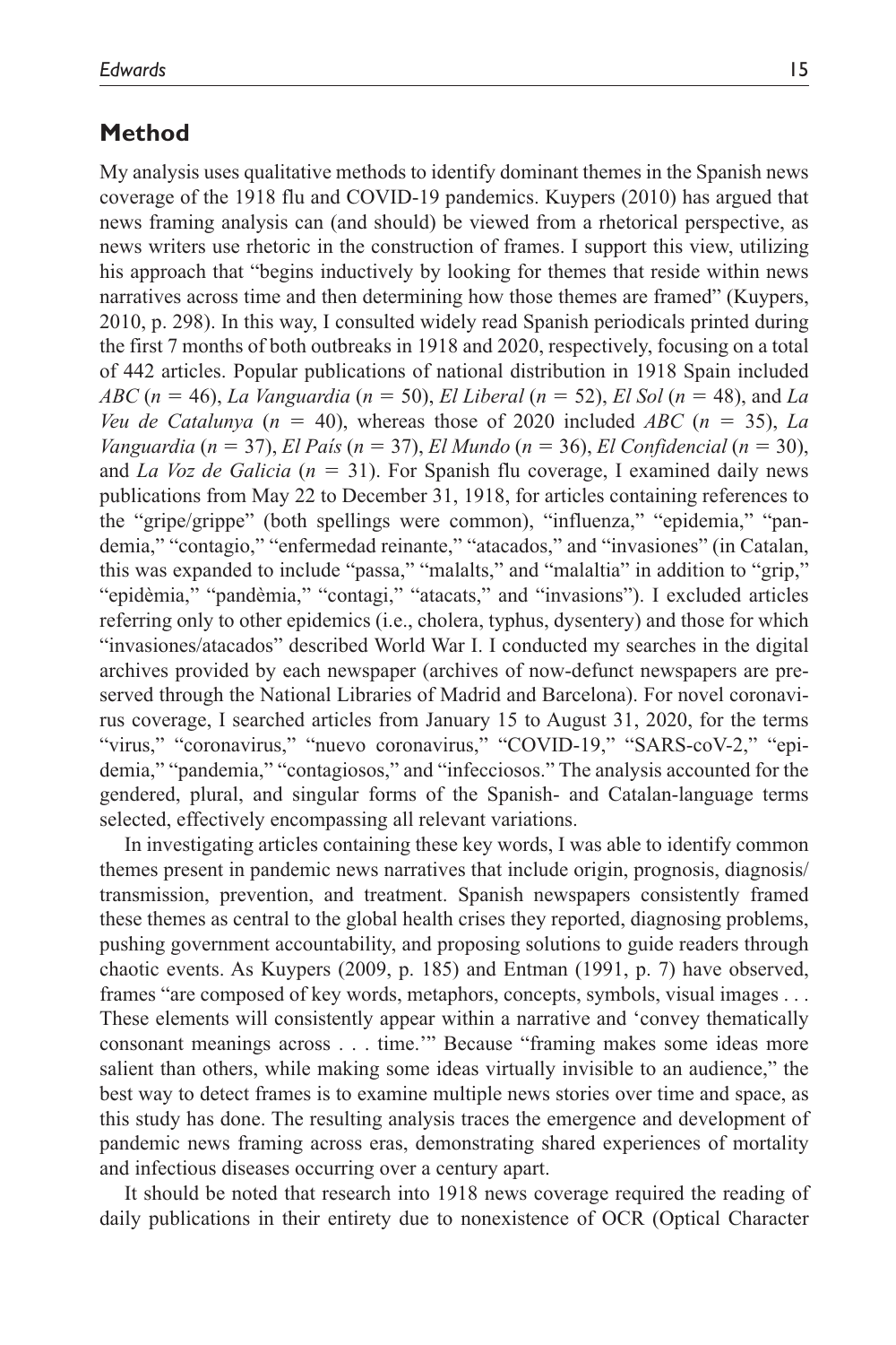## Method

My analysis uses qualitative methods to identify dominant themes in the Spanish news coverage of the 1918 flu and COVID-19 pandemics. Kuypers (2010) has argued that news framing analysis can (and should) be viewed from a rhetorical perspective, as news writers use rhetoric in the construction of frames. I support this view, utilizing his approach that "begins inductively by looking for themes that reside within news narratives across time and then determining how those themes are framed" (Kuypers, 2010, p. 298). In this way, I consulted widely read Spanish periodicals printed during the first 7 months of both outbreaks in 1918 and 2020, respectively, focusing on a total of 442 articles. Popular publications of national distribution in 1918 Spain included *ABC* ($n = 46$), *La Vanguardia* ($n = 50$), *El Liberal* ($n = 52$), *El Sol* ($n = 48$), and *La Veu de Catalunya* ($n = 40$), whereas those of 2020 included *ABC* ($n = 35$), *La Vanguardia* ($n = 37$), *El País* ($n = 37$), *El Mundo* ($n = 36$), *El Confidencial* ($n = 30$), and *La Voz de Galicia* ($n = 31$). For Spanish flu coverage, I examined daily news publications from May 22 to December 31, 1918, for articles containing references to the "gripe/grippe" (both spellings were common), "influenza," "epidemia," "pandemia," "contagio," "enfermedad reinante," "atacados," and "invasiones" (in Catalan, this was expanded to include "passa," "malalts," and "malaltia" in addition to "grip," "epidèmia," "pandèmia," "contagi," "atacats," and "invasions"). I excluded articles referring only to other epidemics (i.e., cholera, typhus, dysentery) and those for which "invasiones/atacados" described World War I. I conducted my searches in the digital archives provided by each newspaper (archives of now-defunct newspapers are preserved through the National Libraries of Madrid and Barcelona). For novel coronavirus coverage, I searched articles from January 15 to August 31, 2020, for the terms "virus," "coronavirus," "nuevo coronavirus," "COVID-19," "SARS-coV-2," "epidemia," "pandemia," "contagiosos," and "infecciosos." The analysis accounted for the gendered, plural, and singular forms of the Spanish- and Catalan-language terms selected, effectively encompassing all relevant variations.

In investigating articles containing these key words, I was able to identify common themes present in pandemic news narratives that include origin, prognosis, diagnosis/transmission, prevention, and treatment. Spanish newspapers consistently framed these themes as central to the global health crises they reported, diagnosing problems, pushing government accountability, and proposing solutions to guide readers through chaotic events. As Kuypers (2009, p. 185) and Entman (1991, p. 7) have observed, frames "are composed of key words, metaphors, concepts, symbols, visual images . . . These elements will consistently appear within a narrative and 'convey thematically consonant meanings across . . . time.'" Because "framing makes some ideas more salient than others, while making some ideas virtually invisible to an audience," the best way to detect frames is to examine multiple news stories over time and space, as this study has done. The resulting analysis traces the emergence and development of pandemic news framing across eras, demonstrating shared experiences of mortality and infectious diseases occurring over a century apart.

It should be noted that research into 1918 news coverage required the reading of daily publications in their entirety due to nonexistence of OCR (Optical Character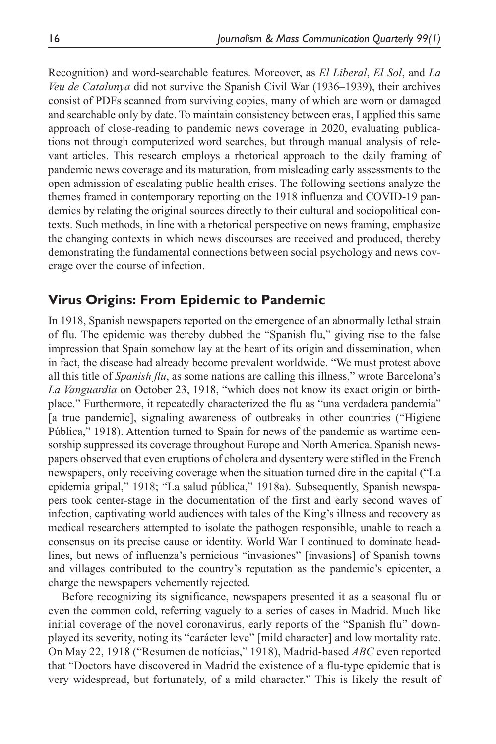Recognition) and word-searchable features. Moreover, as *El Liberal*, *El Sol*, and *La Veu de Catalunya* did not survive the Spanish Civil War (1936–1939), their archives consist of PDFs scanned from surviving copies, many of which are worn or damaged and searchable only by date. To maintain consistency between eras, I applied this same approach of close-reading to pandemic news coverage in 2020, evaluating publications not through computerized word searches, but through manual analysis of relevant articles. This research employs a rhetorical approach to the daily framing of pandemic news coverage and its maturation, from misleading early assessments to the open admission of escalating public health crises. The following sections analyze the themes framed in contemporary reporting on the 1918 influenza and COVID-19 pandemics by relating the original sources directly to their cultural and sociopolitical contexts. Such methods, in line with a rhetorical perspective on news framing, emphasize the changing contexts in which news discourses are received and produced, thereby demonstrating the fundamental connections between social psychology and news coverage over the course of infection.

## Virus Origins: From Epidemic to Pandemic

In 1918, Spanish newspapers reported on the emergence of an abnormally lethal strain of flu. The epidemic was thereby dubbed the "Spanish flu," giving rise to the false impression that Spain somehow lay at the heart of its origin and dissemination, when in fact, the disease had already become prevalent worldwide. "We must protest above all this title of *Spanish flu*, as some nations are calling this illness," wrote Barcelona's *La Vanguardia* on October 23, 1918, "which does not know its exact origin or birthplace." Furthermore, it repeatedly characterized the flu as "una verdadera pandemia" [a true pandemic], signaling awareness of outbreaks in other countries ("Higiene Pública," 1918). Attention turned to Spain for news of the pandemic as wartime censorship suppressed its coverage throughout Europe and North America. Spanish newspapers observed that even eruptions of cholera and dysentery were stifled in the French newspapers, only receiving coverage when the situation turned dire in the capital ("La epidemia gripal," 1918; "La salud pública," 1918a). Subsequently, Spanish newspapers took center-stage in the documentation of the first and early second waves of infection, captivating world audiences with tales of the King's illness and recovery as medical researchers attempted to isolate the pathogen responsible, unable to reach a consensus on its precise cause or identity. World War I continued to dominate headlines, but news of influenza's pernicious "invasiones" [invasions] of Spanish towns and villages contributed to the country's reputation as the pandemic's epicenter, a charge the newspapers vehemently rejected.

Before recognizing its significance, newspapers presented it as a seasonal flu or even the common cold, referring vaguely to a series of cases in Madrid. Much like initial coverage of the novel coronavirus, early reports of the "Spanish flu" downplayed its severity, noting its "carácter leve" [mild character] and low mortality rate. On May 22, 1918 ("Resumen de notícias," 1918), Madrid-based *ABC* even reported that "Doctors have discovered in Madrid the existence of a flu-type epidemic that is very widespread, but fortunately, of a mild character." This is likely the result of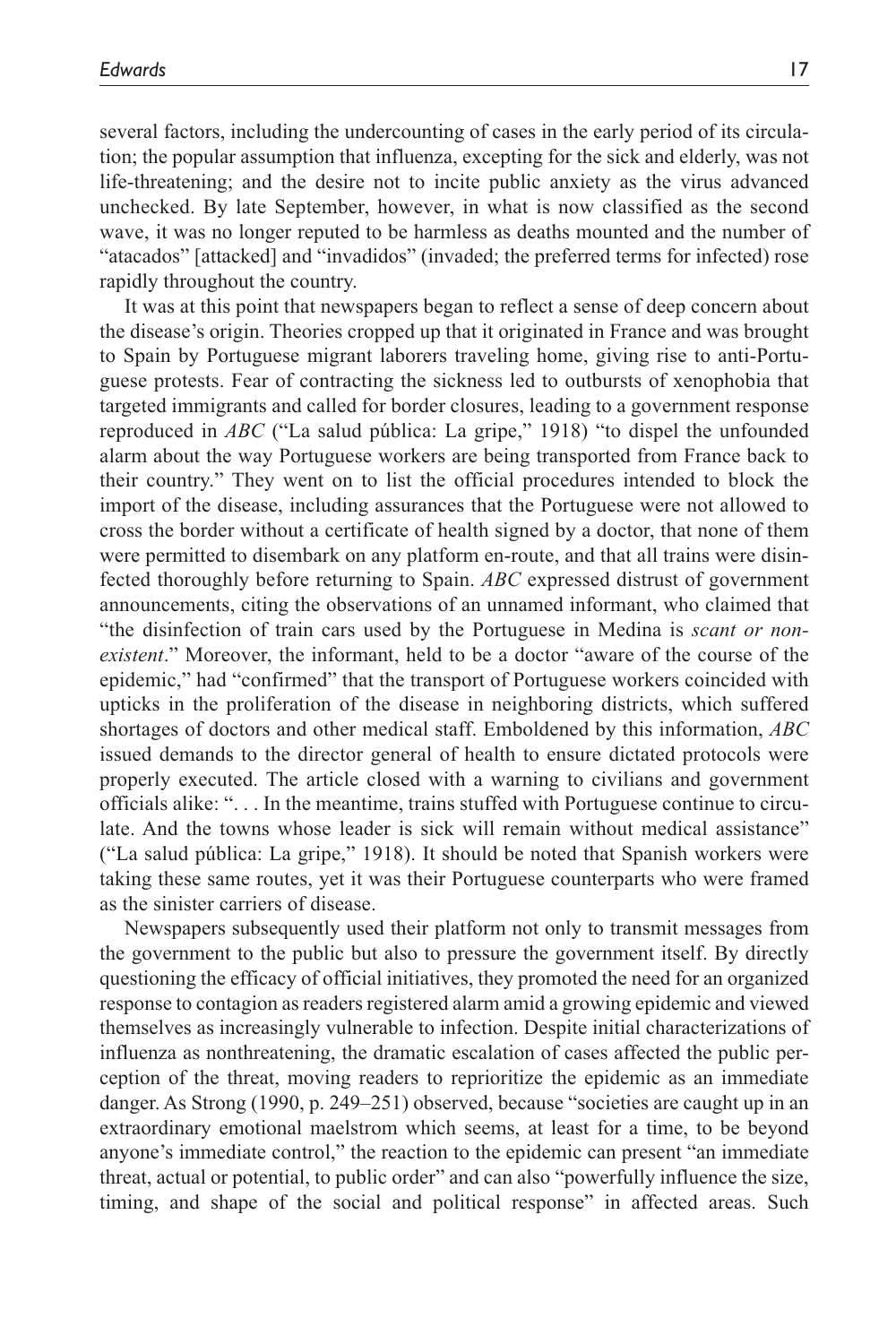several factors, including the undercounting of cases in the early period of its circulation; the popular assumption that influenza, excepting for the sick and elderly, was not life-threatening; and the desire not to incite public anxiety as the virus advanced unchecked. By late September, however, in what is now classified as the second wave, it was no longer reputed to be harmless as deaths mounted and the number of "atacados" [attacked] and "invadidos" (invaded; the preferred terms for infected) rose rapidly throughout the country.

It was at this point that newspapers began to reflect a sense of deep concern about the disease's origin. Theories cropped up that it originated in France and was brought to Spain by Portuguese migrant laborers traveling home, giving rise to anti-Portuguese protests. Fear of contracting the sickness led to outbursts of xenophobia that targeted immigrants and called for border closures, leading to a government response reproduced in *ABC* ("La salud pública: La gripe," 1918) "to dispel the unfounded alarm about the way Portuguese workers are being transported from France back to their country." They went on to list the official procedures intended to block the import of the disease, including assurances that the Portuguese were not allowed to cross the border without a certificate of health signed by a doctor, that none of them were permitted to disembark on any platform en-route, and that all trains were disinfected thoroughly before returning to Spain. *ABC* expressed distrust of government announcements, citing the observations of an unnamed informant, who claimed that "the disinfection of train cars used by the Portuguese in Medina is *scant or non-existent*." Moreover, the informant, held to be a doctor "aware of the course of the epidemic," had "confirmed" that the transport of Portuguese workers coincided with upticks in the proliferation of the disease in neighboring districts, which suffered shortages of doctors and other medical staff. Emboldened by this information, *ABC* issued demands to the director general of health to ensure dictated protocols were properly executed. The article closed with a warning to civilians and government officials alike: ". . . In the meantime, trains stuffed with Portuguese continue to circulate. And the towns whose leader is sick will remain without medical assistance" ("La salud pública: La gripe," 1918). It should be noted that Spanish workers were taking these same routes, yet it was their Portuguese counterparts who were framed as the sinister carriers of disease.

Newspapers subsequently used their platform not only to transmit messages from the government to the public but also to pressure the government itself. By directly questioning the efficacy of official initiatives, they promoted the need for an organized response to contagion as readers registered alarm amid a growing epidemic and viewed themselves as increasingly vulnerable to infection. Despite initial characterizations of influenza as nonthreatening, the dramatic escalation of cases affected the public perception of the threat, moving readers to reprioritize the epidemic as an immediate danger. As Strong (1990, p. 249–251) observed, because "societies are caught up in an extraordinary emotional maelstrom which seems, at least for a time, to be beyond anyone's immediate control," the reaction to the epidemic can present "an immediate threat, actual or potential, to public order" and can also "powerfully influence the size, timing, and shape of the social and political response" in affected areas. Such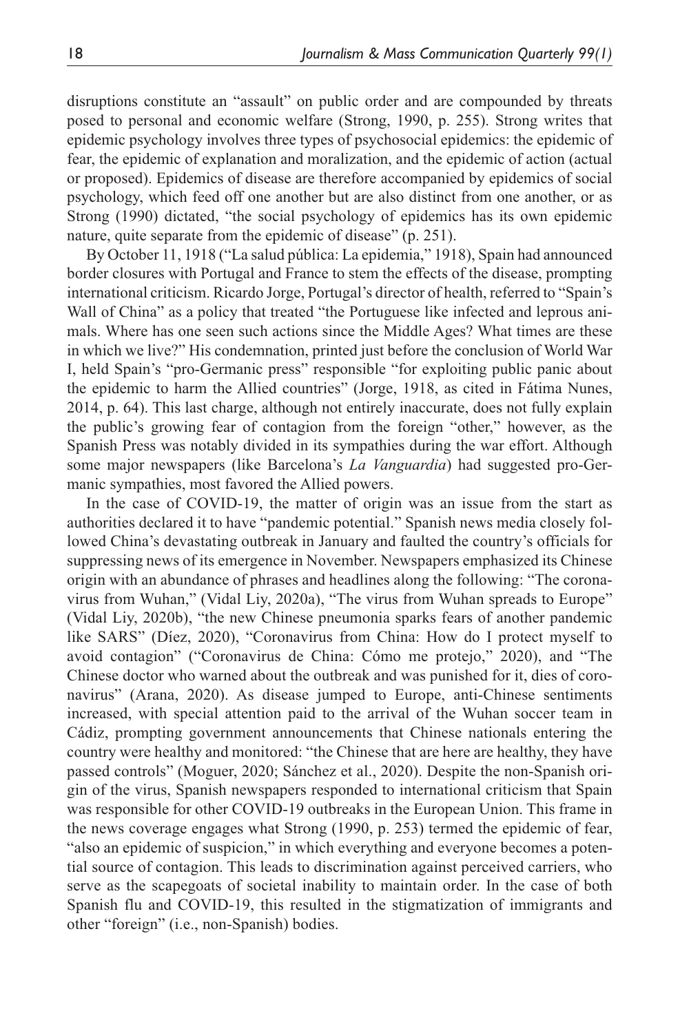disruptions constitute an "assault" on public order and are compounded by threats posed to personal and economic welfare (Strong, 1990, p. 255). Strong writes that epidemic psychology involves three types of psychosocial epidemics: the epidemic of fear, the epidemic of explanation and moralization, and the epidemic of action (actual or proposed). Epidemics of disease are therefore accompanied by epidemics of social psychology, which feed off one another but are also distinct from one another, or as Strong (1990) dictated, "the social psychology of epidemics has its own epidemic nature, quite separate from the epidemic of disease" (p. 251).

By October 11, 1918 ("La salud pública: La epidemia," 1918), Spain had announced border closures with Portugal and France to stem the effects of the disease, prompting international criticism. Ricardo Jorge, Portugal's director of health, referred to "Spain's Wall of China" as a policy that treated "the Portuguese like infected and leprous animals. Where has one seen such actions since the Middle Ages? What times are these in which we live?" His condemnation, printed just before the conclusion of World War I, held Spain's "pro-Germanic press" responsible "for exploiting public panic about the epidemic to harm the Allied countries" (Jorge, 1918, as cited in Fátima Nunes, 2014, p. 64). This last charge, although not entirely inaccurate, does not fully explain the public's growing fear of contagion from the foreign "other," however, as the Spanish Press was notably divided in its sympathies during the war effort. Although some major newspapers (like Barcelona's *La Vanguardia*) had suggested pro-Germanic sympathies, most favored the Allied powers.

In the case of COVID-19, the matter of origin was an issue from the start as authorities declared it to have "pandemic potential." Spanish news media closely followed China's devastating outbreak in January and faulted the country's officials for suppressing news of its emergence in November. Newspapers emphasized its Chinese origin with an abundance of phrases and headlines along the following: "The coronavirus from Wuhan," (Vidal Liy, 2020a), "The virus from Wuhan spreads to Europe" (Vidal Liy, 2020b), "the new Chinese pneumonia sparks fears of another pandemic like SARS" (Díez, 2020), "Coronavirus from China: How do I protect myself to avoid contagion" ("Coronavirus de China: Cómo me protejo," 2020), and "The Chinese doctor who warned about the outbreak and was punished for it, dies of coronavirus" (Arana, 2020). As disease jumped to Europe, anti-Chinese sentiments increased, with special attention paid to the arrival of the Wuhan soccer team in Cádiz, prompting government announcements that Chinese nationals entering the country were healthy and monitored: "the Chinese that are here are healthy, they have passed controls" (Moguer, 2020; Sánchez et al., 2020). Despite the non-Spanish origin of the virus, Spanish newspapers responded to international criticism that Spain was responsible for other COVID-19 outbreaks in the European Union. This frame in the news coverage engages what Strong (1990, p. 253) termed the epidemic of fear, "also an epidemic of suspicion," in which everything and everyone becomes a potential source of contagion. This leads to discrimination against perceived carriers, who serve as the scapegoats of societal inability to maintain order. In the case of both Spanish flu and COVID-19, this resulted in the stigmatization of immigrants and other "foreign" (i.e., non-Spanish) bodies.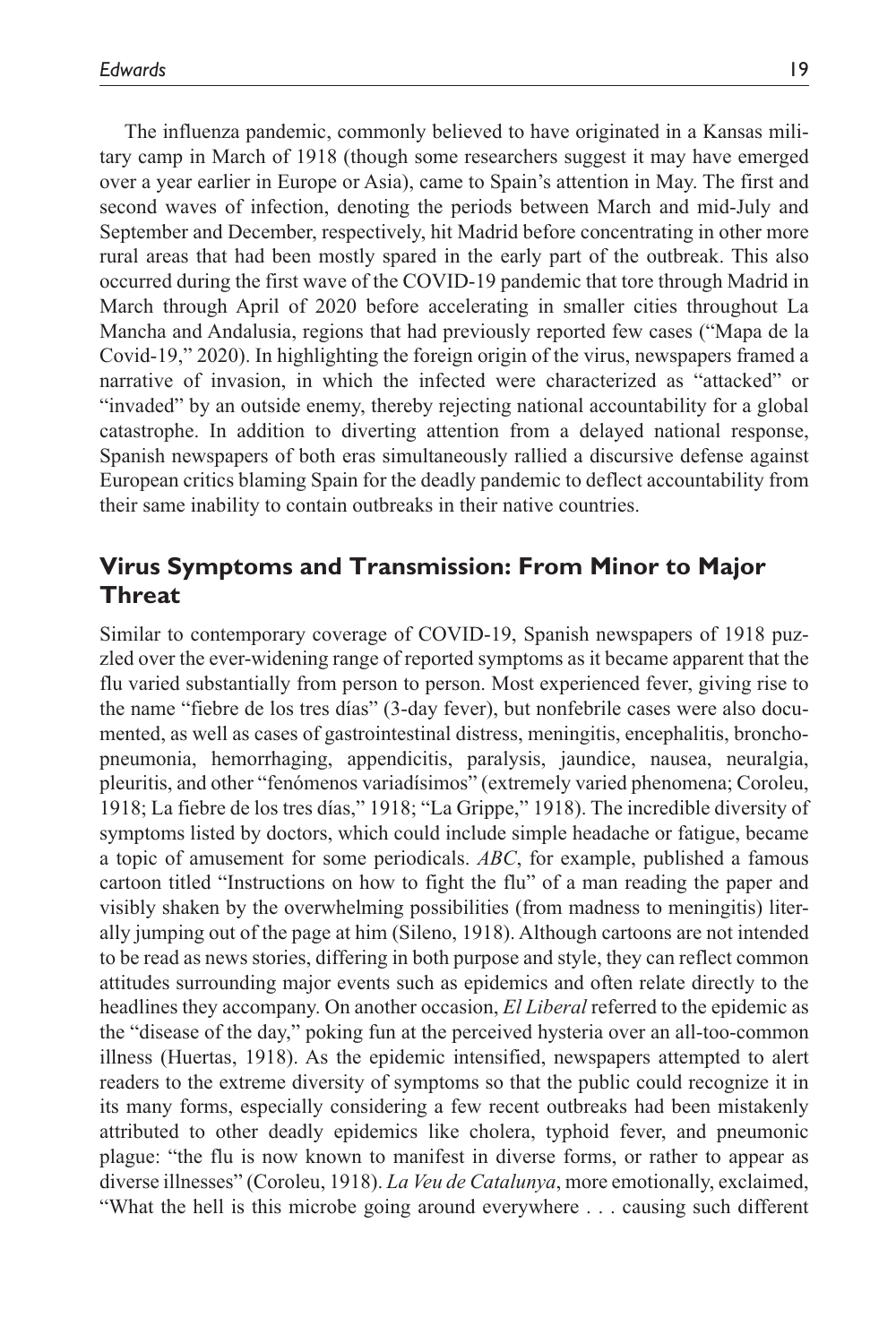The influenza pandemic, commonly believed to have originated in a Kansas military camp in March of 1918 (though some researchers suggest it may have emerged over a year earlier in Europe or Asia), came to Spain's attention in May. The first and second waves of infection, denoting the periods between March and mid-July and September and December, respectively, hit Madrid before concentrating in other more rural areas that had been mostly spared in the early part of the outbreak. This also occurred during the first wave of the COVID-19 pandemic that tore through Madrid in March through April of 2020 before accelerating in smaller cities throughout La Mancha and Andalusia, regions that had previously reported few cases ("Mapa de la Covid-19," 2020). In highlighting the foreign origin of the virus, newspapers framed a narrative of invasion, in which the infected were characterized as "attacked" or "invaded" by an outside enemy, thereby rejecting national accountability for a global catastrophe. In addition to diverting attention from a delayed national response, Spanish newspapers of both eras simultaneously rallied a discursive defense against European critics blaming Spain for the deadly pandemic to deflect accountability from their same inability to contain outbreaks in their native countries.

## Virus Symptoms and Transmission: From Minor to Major Threat

Similar to contemporary coverage of COVID-19, Spanish newspapers of 1918 puzzled over the ever-widening range of reported symptoms as it became apparent that the flu varied substantially from person to person. Most experienced fever, giving rise to the name "fiebre de los tres días" (3-day fever), but nonfebrile cases were also documented, as well as cases of gastrointestinal distress, meningitis, encephalitis, bronchopneumonia, hemorrhaging, appendicitis, paralysis, jaundice, nausea, neuralgia, pleuritis, and other "fenómenos variadísimos" (extremely varied phenomena; Coroleu, 1918; La fiebre de los tres días," 1918; "La Grippe," 1918). The incredible diversity of symptoms listed by doctors, which could include simple headache or fatigue, became a topic of amusement for some periodicals. *ABC*, for example, published a famous cartoon titled "Instructions on how to fight the flu" of a man reading the paper and visibly shaken by the overwhelming possibilities (from madness to meningitis) literally jumping out of the page at him (Sileno, 1918). Although cartoons are not intended to be read as news stories, differing in both purpose and style, they can reflect common attitudes surrounding major events such as epidemics and often relate directly to the headlines they accompany. On another occasion, *El Liberal* referred to the epidemic as the "disease of the day," poking fun at the perceived hysteria over an all-too-common illness (Huertas, 1918). As the epidemic intensified, newspapers attempted to alert readers to the extreme diversity of symptoms so that the public could recognize it in its many forms, especially considering a few recent outbreaks had been mistakenly attributed to other deadly epidemics like cholera, typhoid fever, and pneumonic plague: "the flu is now known to manifest in diverse forms, or rather to appear as diverse illnesses" (Coroleu, 1918). *La Veu de Catalunya*, more emotionally, exclaimed, "What the hell is this microbe going around everywhere . . . causing such different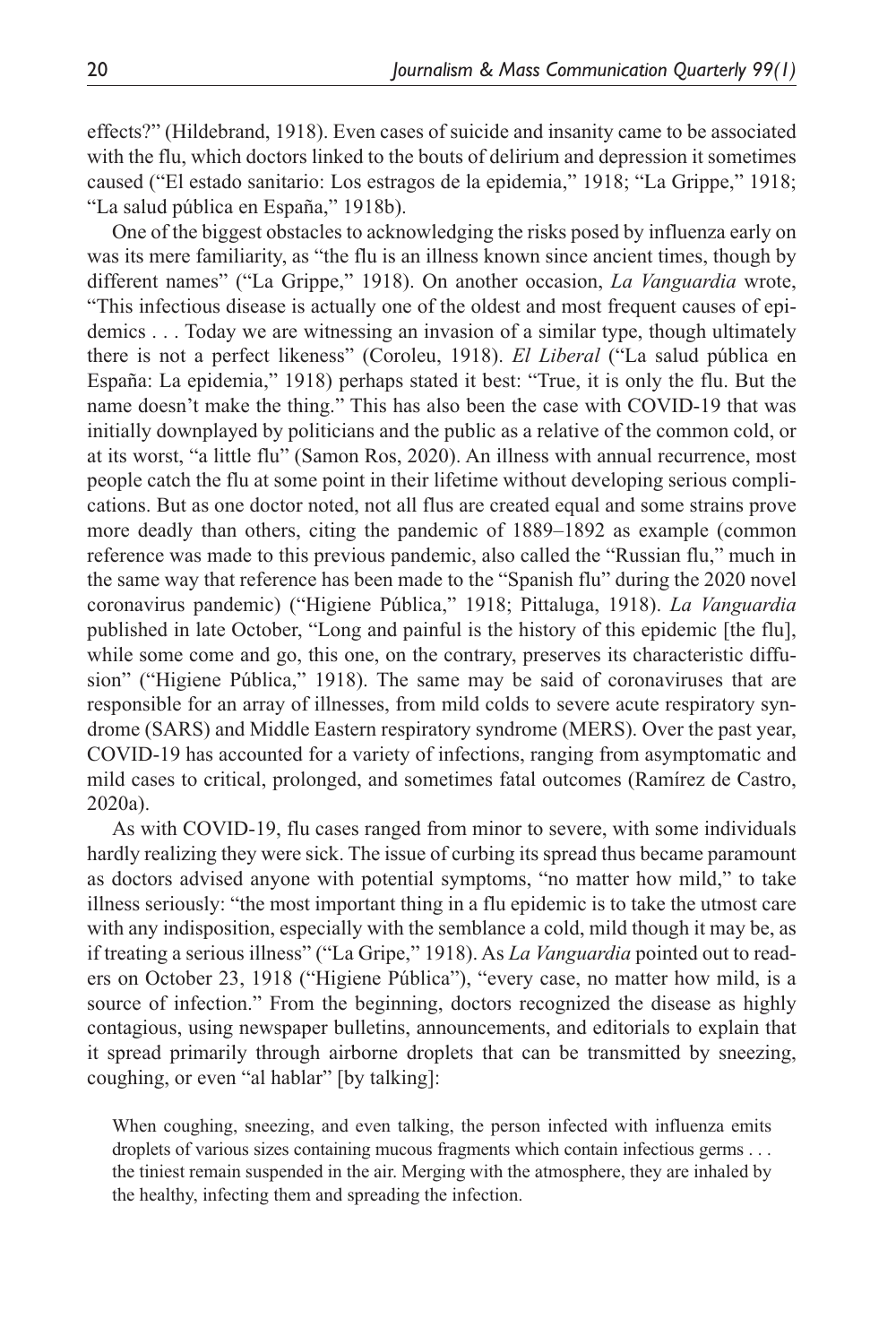effects?" (Hildebrand, 1918). Even cases of suicide and insanity came to be associated with the flu, which doctors linked to the bouts of delirium and depression it sometimes caused ("El estado sanitario: Los estragos de la epidemia," 1918; "La Grippe," 1918; "La salud pública en España," 1918b).

One of the biggest obstacles to acknowledging the risks posed by influenza early on was its mere familiarity, as "the flu is an illness known since ancient times, though by different names" ("La Grippe," 1918). On another occasion, *La Vanguardia* wrote, "This infectious disease is actually one of the oldest and most frequent causes of epidemics . . . Today we are witnessing an invasion of a similar type, though ultimately there is not a perfect likeness" (Coroleu, 1918). *El Liberal* ("La salud pública en España: La epidemia," 1918) perhaps stated it best: "True, it is only the flu. But the name doesn't make the thing." This has also been the case with COVID-19 that was initially downplayed by politicians and the public as a relative of the common cold, or at its worst, "a little flu" (Samon Ros, 2020). An illness with annual recurrence, most people catch the flu at some point in their lifetime without developing serious complications. But as one doctor noted, not all flus are created equal and some strains prove more deadly than others, citing the pandemic of 1889–1892 as example (common reference was made to this previous pandemic, also called the "Russian flu," much in the same way that reference has been made to the "Spanish flu" during the 2020 novel coronavirus pandemic) ("Higiene Pública," 1918; Pittaluga, 1918). *La Vanguardia* published in late October, "Long and painful is the history of this epidemic [the flu], while some come and go, this one, on the contrary, preserves its characteristic diffusion" ("Higiene Pública," 1918). The same may be said of coronaviruses that are responsible for an array of illnesses, from mild colds to severe acute respiratory syndrome (SARS) and Middle Eastern respiratory syndrome (MERS). Over the past year, COVID-19 has accounted for a variety of infections, ranging from asymptomatic and mild cases to critical, prolonged, and sometimes fatal outcomes (Ramírez de Castro, 2020a).

As with COVID-19, flu cases ranged from minor to severe, with some individuals hardly realizing they were sick. The issue of curbing its spread thus became paramount as doctors advised anyone with potential symptoms, "no matter how mild," to take illness seriously: "the most important thing in a flu epidemic is to take the utmost care with any indisposition, especially with the semblance a cold, mild though it may be, as if treating a serious illness" ("La Gripe," 1918). As *La Vanguardia* pointed out to readers on October 23, 1918 ("Higiene Pública"), "every case, no matter how mild, is a source of infection." From the beginning, doctors recognized the disease as highly contagious, using newspaper bulletins, announcements, and editorials to explain that it spread primarily through airborne droplets that can be transmitted by sneezing, coughing, or even "al hablar" [by talking]:

> When coughing, sneezing, and even talking, the person infected with influenza emits droplets of various sizes containing mucous fragments which contain infectious germs . . . the tiniest remain suspended in the air. Merging with the atmosphere, they are inhaled by the healthy, infecting them and spreading the infection.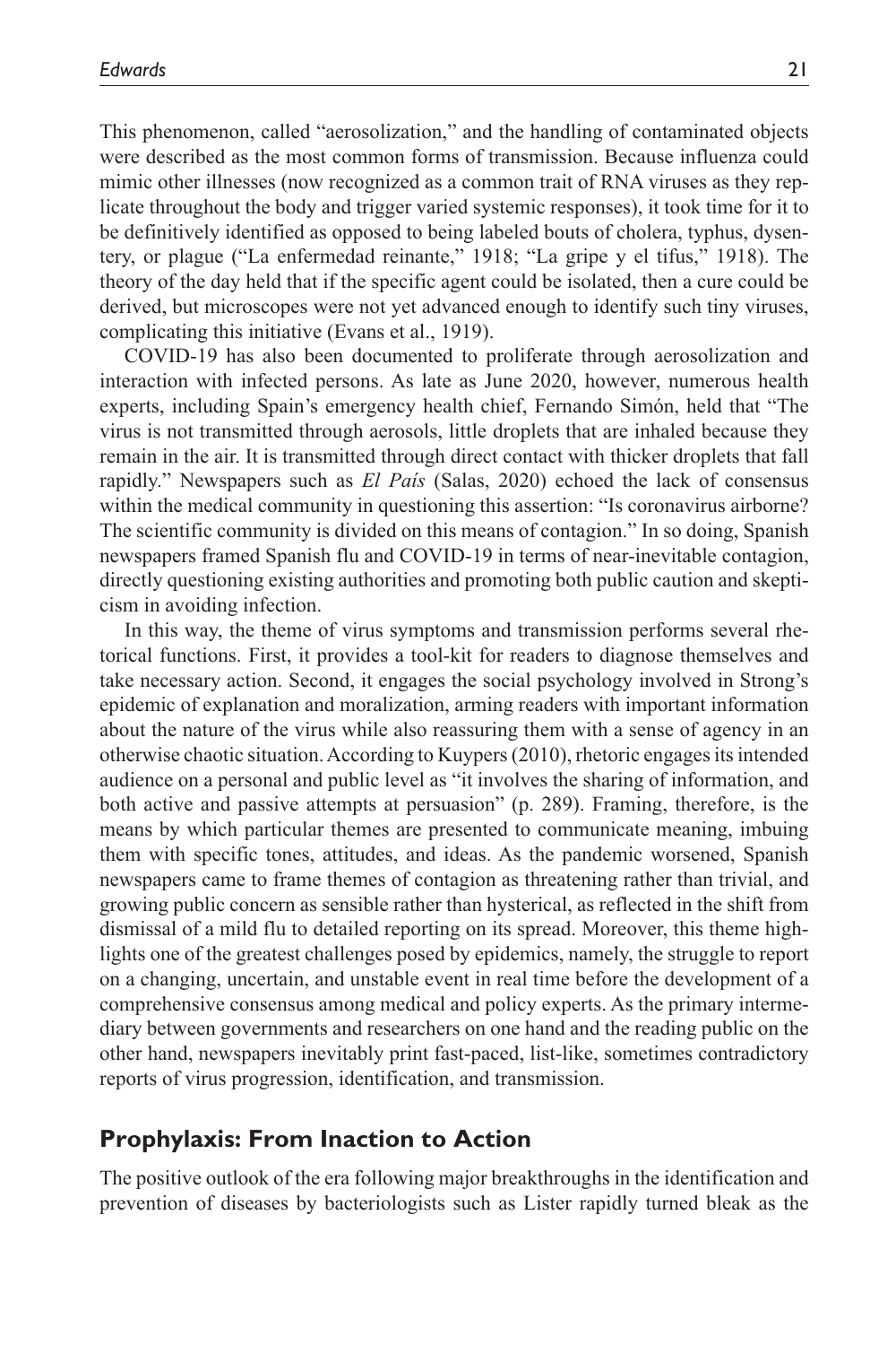This phenomenon, called "aerosolization," and the handling of contaminated objects were described as the most common forms of transmission. Because influenza could mimic other illnesses (now recognized as a common trait of RNA viruses as they replicate throughout the body and trigger varied systemic responses), it took time for it to be definitively identified as opposed to being labeled bouts of cholera, typhus, dysentery, or plague ("La enfermedad reinante," 1918; "La gripe y el tifus," 1918). The theory of the day held that if the specific agent could be isolated, then a cure could be derived, but microscopes were not yet advanced enough to identify such tiny viruses, complicating this initiative (Evans et al., 1919).

COVID-19 has also been documented to proliferate through aerosolization and interaction with infected persons. As late as June 2020, however, numerous health experts, including Spain's emergency health chief, Fernando Simón, held that "The virus is not transmitted through aerosols, little droplets that are inhaled because they remain in the air. It is transmitted through direct contact with thicker droplets that fall rapidly." Newspapers such as *El País* (Salas, 2020) echoed the lack of consensus within the medical community in questioning this assertion: "Is coronavirus airborne? The scientific community is divided on this means of contagion." In so doing, Spanish newspapers framed Spanish flu and COVID-19 in terms of near-inevitable contagion, directly questioning existing authorities and promoting both public caution and skepticism in avoiding infection.

In this way, the theme of virus symptoms and transmission performs several rhetorical functions. First, it provides a tool-kit for readers to diagnose themselves and take necessary action. Second, it engages the social psychology involved in Strong's epidemic of explanation and moralization, arming readers with important information about the nature of the virus while also reassuring them with a sense of agency in an otherwise chaotic situation. According to Kuypers (2010), rhetoric engages its intended audience on a personal and public level as "it involves the sharing of information, and both active and passive attempts at persuasion" (p. 289). Framing, therefore, is the means by which particular themes are presented to communicate meaning, imbuing them with specific tones, attitudes, and ideas. As the pandemic worsened, Spanish newspapers came to frame themes of contagion as threatening rather than trivial, and growing public concern as sensible rather than hysterical, as reflected in the shift from dismissal of a mild flu to detailed reporting on its spread. Moreover, this theme highlights one of the greatest challenges posed by epidemics, namely, the struggle to report on a changing, uncertain, and unstable event in real time before the development of a comprehensive consensus among medical and policy experts. As the primary intermediary between governments and researchers on one hand and the reading public on the other hand, newspapers inevitably print fast-paced, list-like, sometimes contradictory reports of virus progression, identification, and transmission.

## Prophylaxis: From Inaction to Action

The positive outlook of the era following major breakthroughs in the identification and prevention of diseases by bacteriologists such as Lister rapidly turned bleak as the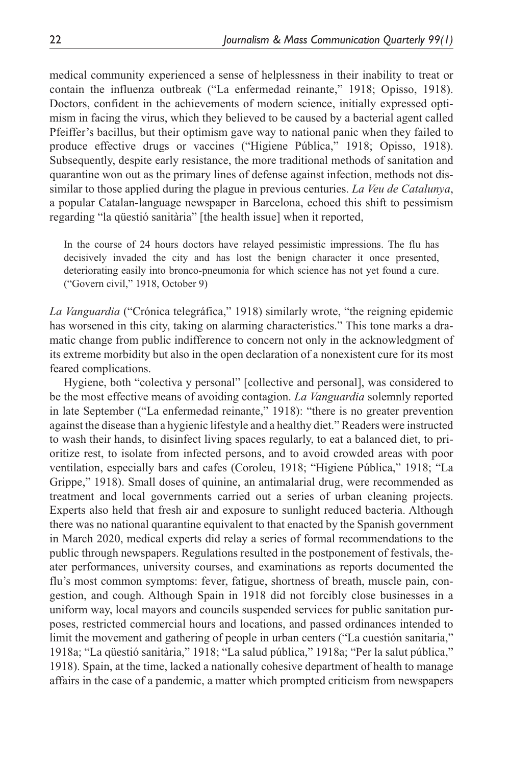medical community experienced a sense of helplessness in their inability to treat or contain the influenza outbreak ("La enfermedad reinante," 1918; Opisso, 1918). Doctors, confident in the achievements of modern science, initially expressed optimism in facing the virus, which they believed to be caused by a bacterial agent called Pfeiffer's bacillus, but their optimism gave way to national panic when they failed to produce effective drugs or vaccines ("Higiene Pública," 1918; Opisso, 1918). Subsequently, despite early resistance, the more traditional methods of sanitation and quarantine won out as the primary lines of defense against infection, methods not dissimilar to those applied during the plague in previous centuries. *La Veu de Catalunya*, a popular Catalan-language newspaper in Barcelona, echoed this shift to pessimism regarding "la qüestió sanitària" [the health issue] when it reported,

> In the course of 24 hours doctors have relayed pessimistic impressions. The flu has decisively invaded the city and has lost the benign character it once presented, deteriorating easily into bronco-pneumonia for which science has not yet found a cure. ("Govern civil," 1918, October 9)

*La Vanguardia* ("Crónica telegráfica," 1918) similarly wrote, "the reigning epidemic has worsened in this city, taking on alarming characteristics." This tone marks a dramatic change from public indifference to concern not only in the acknowledgment of its extreme morbidity but also in the open declaration of a nonexistent cure for its most feared complications.

Hygiene, both "colectiva y personal" [collective and personal], was considered to be the most effective means of avoiding contagion. *La Vanguardia* solemnly reported in late September ("La enfermedad reinante," 1918): "there is no greater prevention against the disease than a hygienic lifestyle and a healthy diet." Readers were instructed to wash their hands, to disinfect living spaces regularly, to eat a balanced diet, to prioritize rest, to isolate from infected persons, and to avoid crowded areas with poor ventilation, especially bars and cafes (Coroleu, 1918; "Higiene Pública," 1918; "La Grippe," 1918). Small doses of quinine, an antimalarial drug, were recommended as treatment and local governments carried out a series of urban cleaning projects. Experts also held that fresh air and exposure to sunlight reduced bacteria. Although there was no national quarantine equivalent to that enacted by the Spanish government in March 2020, medical experts did relay a series of formal recommendations to the public through newspapers. Regulations resulted in the postponement of festivals, theater performances, university courses, and examinations as reports documented the flu's most common symptoms: fever, fatigue, shortness of breath, muscle pain, congestion, and cough. Although Spain in 1918 did not forcibly close businesses in a uniform way, local mayors and councils suspended services for public sanitation purposes, restricted commercial hours and locations, and passed ordinances intended to limit the movement and gathering of people in urban centers ("La cuestión sanitaria," 1918a; "La qüestió sanitària," 1918; "La salud pública," 1918a; "Per la salut pública," 1918). Spain, at the time, lacked a nationally cohesive department of health to manage affairs in the case of a pandemic, a matter which prompted criticism from newspapers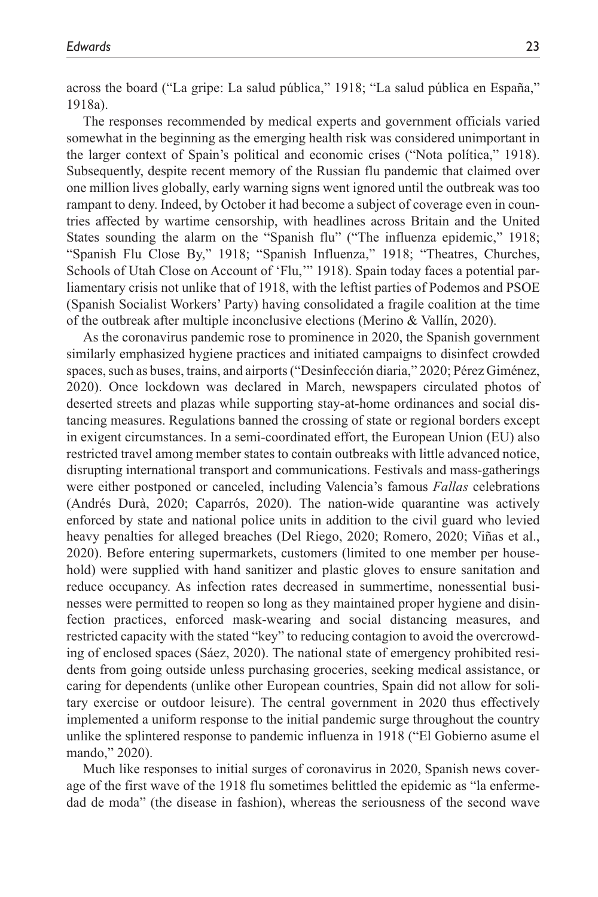across the board ("La gripe: La salud pública," 1918; "La salud pública en España," 1918a).

The responses recommended by medical experts and government officials varied somewhat in the beginning as the emerging health risk was considered unimportant in the larger context of Spain's political and economic crises ("Nota política," 1918). Subsequently, despite recent memory of the Russian flu pandemic that claimed over one million lives globally, early warning signs went ignored until the outbreak was too rampant to deny. Indeed, by October it had become a subject of coverage even in countries affected by wartime censorship, with headlines across Britain and the United States sounding the alarm on the "Spanish flu" ("The influenza epidemic," 1918; "Spanish Flu Close By," 1918; "Spanish Influenza," 1918; "Theatres, Churches, Schools of Utah Close on Account of 'Flu,'" 1918). Spain today faces a potential parliamentary crisis not unlike that of 1918, with the leftist parties of Podemos and PSOE (Spanish Socialist Workers' Party) having consolidated a fragile coalition at the time of the outbreak after multiple inconclusive elections (Merino & Vallín, 2020).

As the coronavirus pandemic rose to prominence in 2020, the Spanish government similarly emphasized hygiene practices and initiated campaigns to disinfect crowded spaces, such as buses, trains, and airports ("Desinfección diaria," 2020; Pérez Giménez, 2020). Once lockdown was declared in March, newspapers circulated photos of deserted streets and plazas while supporting stay-at-home ordinances and social distancing measures. Regulations banned the crossing of state or regional borders except in exigent circumstances. In a semi-coordinated effort, the European Union (EU) also restricted travel among member states to contain outbreaks with little advanced notice, disrupting international transport and communications. Festivals and mass-gatherings were either postponed or canceled, including Valencia's famous *Fallas* celebrations (Andrés Durà, 2020; Caparrós, 2020). The nation-wide quarantine was actively enforced by state and national police units in addition to the civil guard who levied heavy penalties for alleged breaches (Del Riego, 2020; Romero, 2020; Viñas et al., 2020). Before entering supermarkets, customers (limited to one member per household) were supplied with hand sanitizer and plastic gloves to ensure sanitation and reduce occupancy. As infection rates decreased in summertime, nonessential businesses were permitted to reopen so long as they maintained proper hygiene and disinfection practices, enforced mask-wearing and social distancing measures, and restricted capacity with the stated "key" to reducing contagion to avoid the overcrowding of enclosed spaces (Sáez, 2020). The national state of emergency prohibited residents from going outside unless purchasing groceries, seeking medical assistance, or caring for dependents (unlike other European countries, Spain did not allow for solitary exercise or outdoor leisure). The central government in 2020 thus effectively implemented a uniform response to the initial pandemic surge throughout the country unlike the splintered response to pandemic influenza in 1918 ("El Gobierno asume el mando," 2020).

Much like responses to initial surges of coronavirus in 2020, Spanish news coverage of the first wave of the 1918 flu sometimes belittled the epidemic as "la enfermedad de moda" (the disease in fashion), whereas the seriousness of the second wave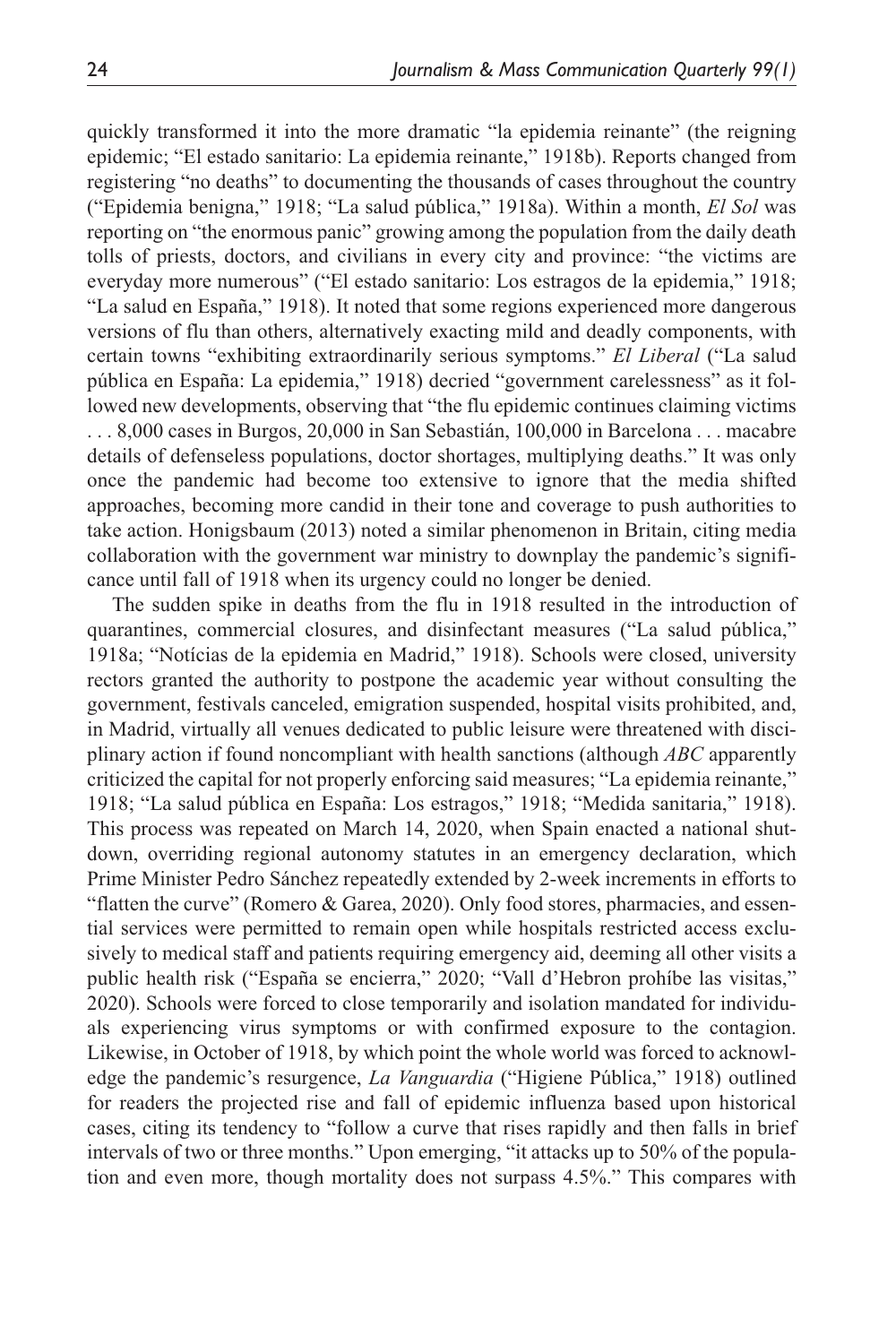quickly transformed it into the more dramatic "la epidemia reinante" (the reigning epidemic; "El estado sanitario: La epidemia reinante," 1918b). Reports changed from registering "no deaths" to documenting the thousands of cases throughout the country ("Epidemia benigna," 1918; "La salud pública," 1918a). Within a month, *El Sol* was reporting on "the enormous panic" growing among the population from the daily death tolls of priests, doctors, and civilians in every city and province: "the victims are everyday more numerous" ("El estado sanitario: Los estragos de la epidemia," 1918; "La salud en España," 1918). It noted that some regions experienced more dangerous versions of flu than others, alternatively exacting mild and deadly components, with certain towns "exhibiting extraordinarily serious symptoms." *El Liberal* ("La salud pública en España: La epidemia," 1918) decried "government carelessness" as it followed new developments, observing that "the flu epidemic continues claiming victims . . . 8,000 cases in Burgos, 20,000 in San Sebastián, 100,000 in Barcelona . . . macabre details of defenseless populations, doctor shortages, multiplying deaths." It was only once the pandemic had become too extensive to ignore that the media shifted approaches, becoming more candid in their tone and coverage to push authorities to take action. Honigsbaum (2013) noted a similar phenomenon in Britain, citing media collaboration with the government war ministry to downplay the pandemic's significance until fall of 1918 when its urgency could no longer be denied.

The sudden spike in deaths from the flu in 1918 resulted in the introduction of quarantines, commercial closures, and disinfectant measures ("La salud pública," 1918a; "Notícias de la epidemia en Madrid," 1918). Schools were closed, university rectors granted the authority to postpone the academic year without consulting the government, festivals canceled, emigration suspended, hospital visits prohibited, and, in Madrid, virtually all venues dedicated to public leisure were threatened with disciplinary action if found noncompliant with health sanctions (although *ABC* apparently criticized the capital for not properly enforcing said measures; "La epidemia reinante," 1918; "La salud pública en España: Los estragos," 1918; "Medida sanitaria," 1918). This process was repeated on March 14, 2020, when Spain enacted a national shutdown, overriding regional autonomy statutes in an emergency declaration, which Prime Minister Pedro Sánchez repeatedly extended by 2-week increments in efforts to "flatten the curve" (Romero & Garea, 2020). Only food stores, pharmacies, and essential services were permitted to remain open while hospitals restricted access exclusively to medical staff and patients requiring emergency aid, deeming all other visits a public health risk ("España se encierra," 2020; "Vall d'Hebron prohíbe las visitas," 2020). Schools were forced to close temporarily and isolation mandated for individuals experiencing virus symptoms or with confirmed exposure to the contagion. Likewise, in October of 1918, by which point the whole world was forced to acknowledge the pandemic's resurgence, *La Vanguardia* ("Higiene Pública," 1918) outlined for readers the projected rise and fall of epidemic influenza based upon historical cases, citing its tendency to "follow a curve that rises rapidly and then falls in brief intervals of two or three months." Upon emerging, "it attacks up to 50% of the population and even more, though mortality does not surpass 4.5%." This compares with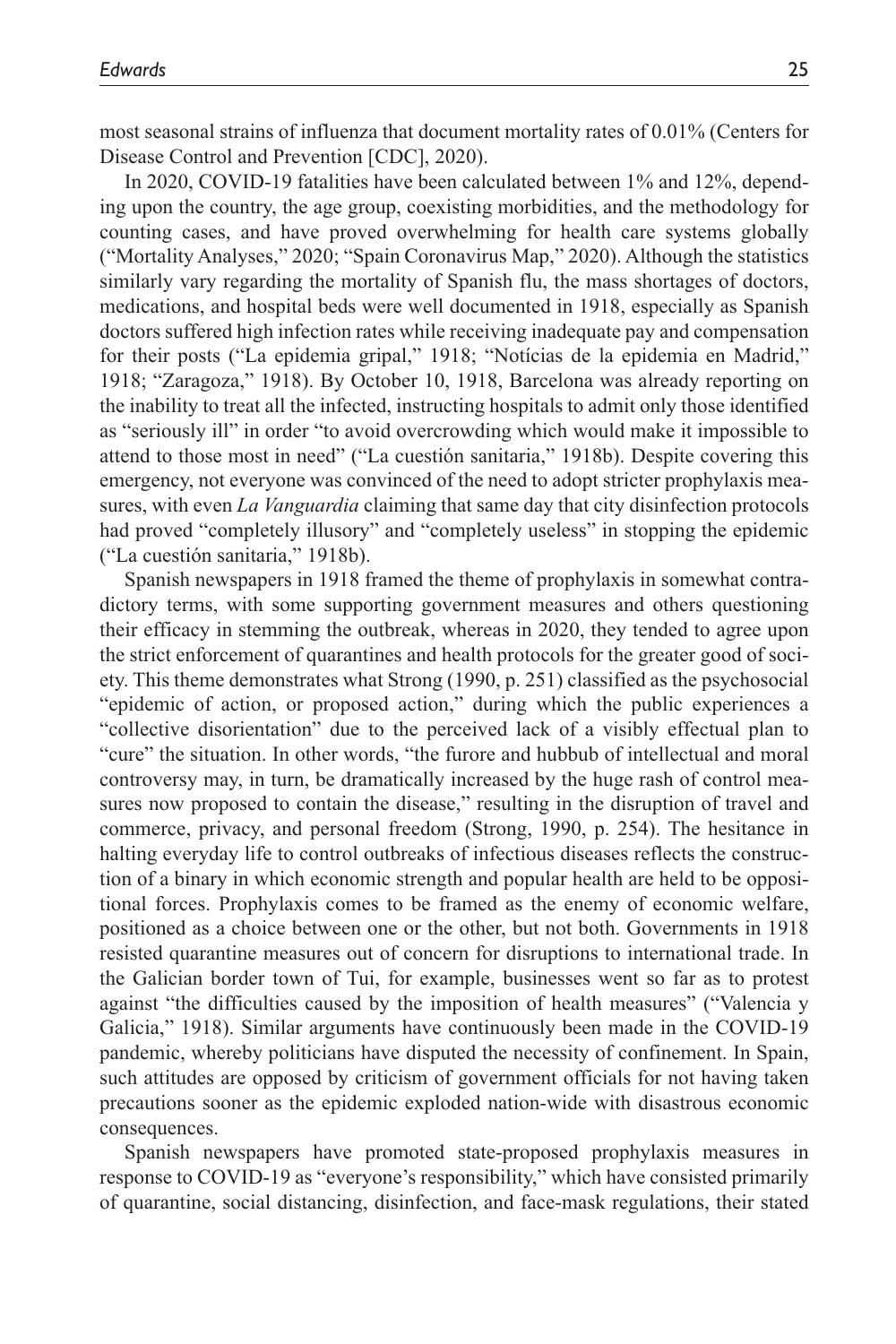most seasonal strains of influenza that document mortality rates of 0.01% (Centers for Disease Control and Prevention [CDC], 2020).

In 2020, COVID-19 fatalities have been calculated between 1% and 12%, depending upon the country, the age group, coexisting morbidities, and the methodology for counting cases, and have proved overwhelming for health care systems globally ("Mortality Analyses," 2020; "Spain Coronavirus Map," 2020). Although the statistics similarly vary regarding the mortality of Spanish flu, the mass shortages of doctors, medications, and hospital beds were well documented in 1918, especially as Spanish doctors suffered high infection rates while receiving inadequate pay and compensation for their posts ("La epidemia gripal," 1918; "Notícias de la epidemia en Madrid," 1918; "Zaragoza," 1918). By October 10, 1918, Barcelona was already reporting on the inability to treat all the infected, instructing hospitals to admit only those identified as "seriously ill" in order "to avoid overcrowding which would make it impossible to attend to those most in need" ("La cuestión sanitaria," 1918b). Despite covering this emergency, not everyone was convinced of the need to adopt stricter prophylaxis measures, with even *La Vanguardia* claiming that same day that city disinfection protocols had proved "completely illusory" and "completely useless" in stopping the epidemic ("La cuestión sanitaria," 1918b).

Spanish newspapers in 1918 framed the theme of prophylaxis in somewhat contradictory terms, with some supporting government measures and others questioning their efficacy in stemming the outbreak, whereas in 2020, they tended to agree upon the strict enforcement of quarantines and health protocols for the greater good of society. This theme demonstrates what Strong (1990, p. 251) classified as the psychosocial "epidemic of action, or proposed action," during which the public experiences a "collective disorientation" due to the perceived lack of a visibly effectual plan to "cure" the situation. In other words, "the furore and hubbub of intellectual and moral controversy may, in turn, be dramatically increased by the huge rash of control measures now proposed to contain the disease," resulting in the disruption of travel and commerce, privacy, and personal freedom (Strong, 1990, p. 254). The hesitance in halting everyday life to control outbreaks of infectious diseases reflects the construction of a binary in which economic strength and popular health are held to be oppositional forces. Prophylaxis comes to be framed as the enemy of economic welfare, positioned as a choice between one or the other, but not both. Governments in 1918 resisted quarantine measures out of concern for disruptions to international trade. In the Galician border town of Tui, for example, businesses went so far as to protest against "the difficulties caused by the imposition of health measures" ("Valencia y Galicia," 1918). Similar arguments have continuously been made in the COVID-19 pandemic, whereby politicians have disputed the necessity of confinement. In Spain, such attitudes are opposed by criticism of government officials for not having taken precautions sooner as the epidemic exploded nation-wide with disastrous economic consequences.

Spanish newspapers have promoted state-proposed prophylaxis measures in response to COVID-19 as "everyone's responsibility," which have consisted primarily of quarantine, social distancing, disinfection, and face-mask regulations, their stated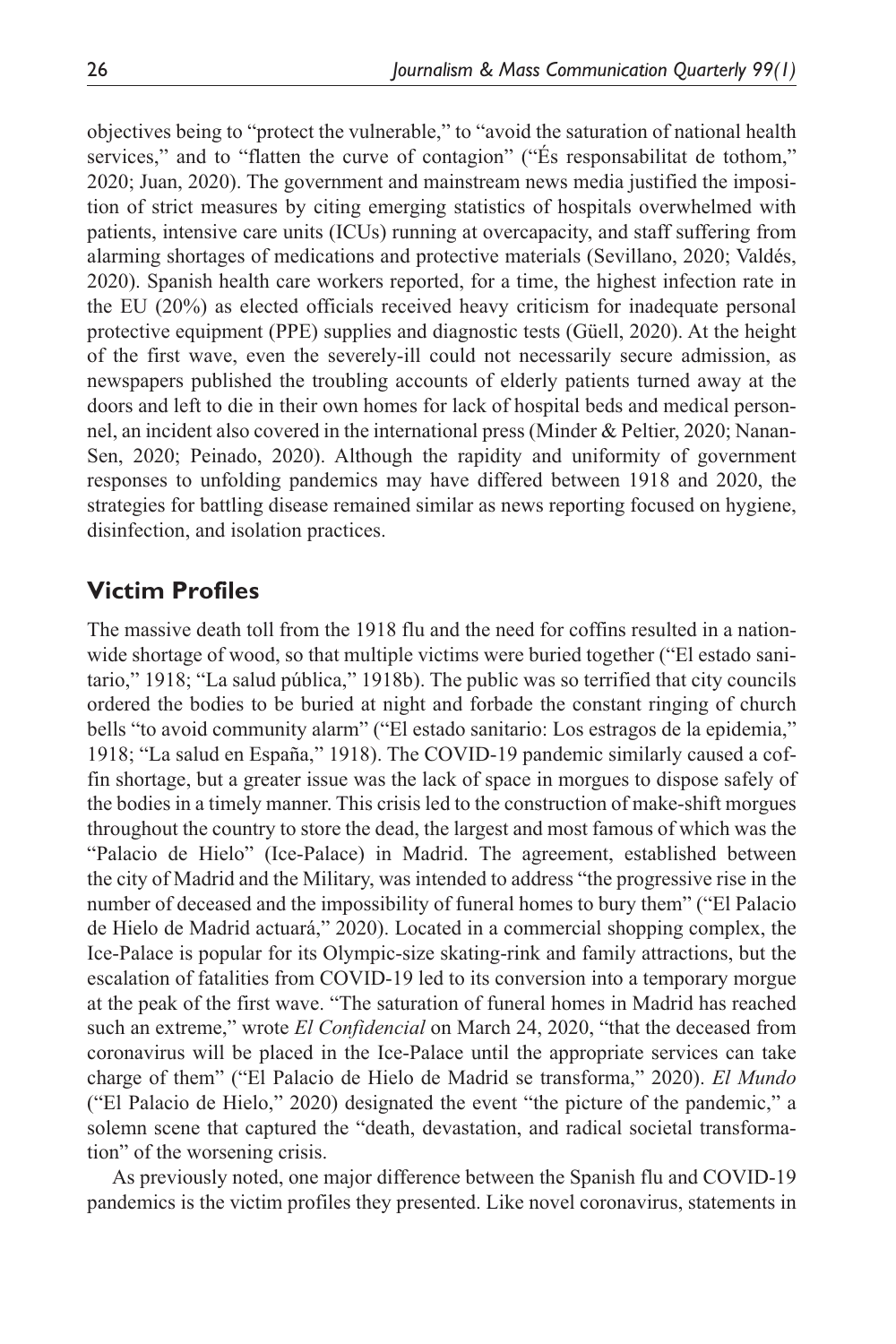objectives being to "protect the vulnerable," to "avoid the saturation of national health services," and to "flatten the curve of contagion" ("És responsabilitat de tothom," 2020; Juan, 2020). The government and mainstream news media justified the imposition of strict measures by citing emerging statistics of hospitals overwhelmed with patients, intensive care units (ICUs) running at overcapacity, and staff suffering from alarming shortages of medications and protective materials (Sevillano, 2020; Valdés, 2020). Spanish health care workers reported, for a time, the highest infection rate in the EU (20%) as elected officials received heavy criticism for inadequate personal protective equipment (PPE) supplies and diagnostic tests (Güell, 2020). At the height of the first wave, even the severely-ill could not necessarily secure admission, as newspapers published the troubling accounts of elderly patients turned away at the doors and left to die in their own homes for lack of hospital beds and medical personnel, an incident also covered in the international press (Minder & Peltier, 2020; Nanan-Sen, 2020; Peinado, 2020). Although the rapidity and uniformity of government responses to unfolding pandemics may have differed between 1918 and 2020, the strategies for battling disease remained similar as news reporting focused on hygiene, disinfection, and isolation practices.

## Victim Profiles

The massive death toll from the 1918 flu and the need for coffins resulted in a nationwide shortage of wood, so that multiple victims were buried together ("El estado sanitario," 1918; "La salud pública," 1918b). The public was so terrified that city councils ordered the bodies to be buried at night and forbade the constant ringing of church bells "to avoid community alarm" ("El estado sanitario: Los estragos de la epidemia," 1918; "La salud en España," 1918). The COVID-19 pandemic similarly caused a coffin shortage, but a greater issue was the lack of space in morgues to dispose safely of the bodies in a timely manner. This crisis led to the construction of make-shift morgues throughout the country to store the dead, the largest and most famous of which was the "Palacio de Hielo" (Ice-Palace) in Madrid. The agreement, established between the city of Madrid and the Military, was intended to address "the progressive rise in the number of deceased and the impossibility of funeral homes to bury them" ("El Palacio de Hielo de Madrid actuará," 2020). Located in a commercial shopping complex, the Ice-Palace is popular for its Olympic-size skating-rink and family attractions, but the escalation of fatalities from COVID-19 led to its conversion into a temporary morgue at the peak of the first wave. "The saturation of funeral homes in Madrid has reached such an extreme," wrote *El Confidencial* on March 24, 2020, "that the deceased from coronavirus will be placed in the Ice-Palace until the appropriate services can take charge of them" ("El Palacio de Hielo de Madrid se transforma," 2020). *El Mundo* ("El Palacio de Hielo," 2020) designated the event "the picture of the pandemic," a solemn scene that captured the "death, devastation, and radical societal transformation" of the worsening crisis.

As previously noted, one major difference between the Spanish flu and COVID-19 pandemics is the victim profiles they presented. Like novel coronavirus, statements in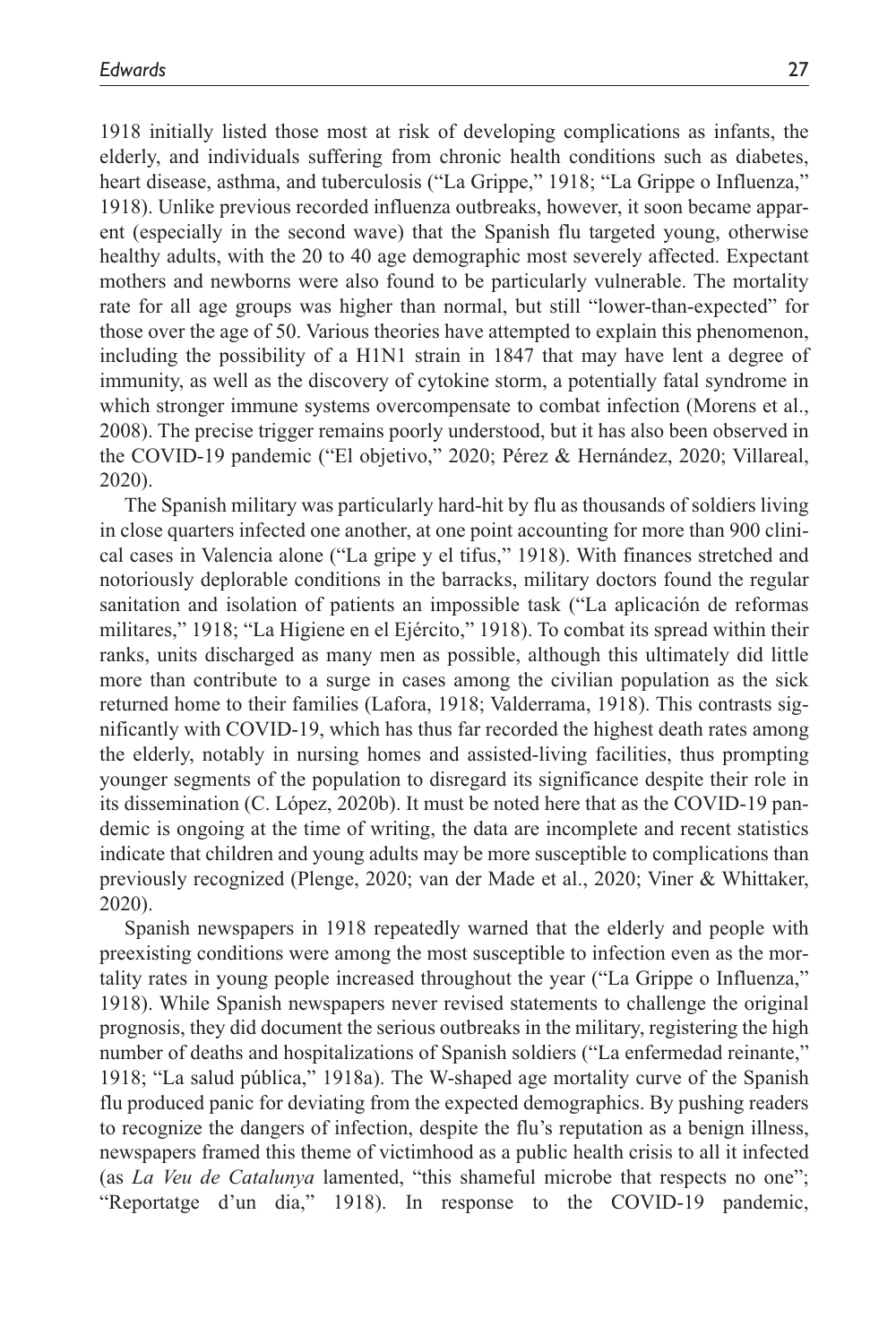1918 initially listed those most at risk of developing complications as infants, the elderly, and individuals suffering from chronic health conditions such as diabetes, heart disease, asthma, and tuberculosis ("La Grippe," 1918; "La Grippe o Influenza," 1918). Unlike previous recorded influenza outbreaks, however, it soon became apparent (especially in the second wave) that the Spanish flu targeted young, otherwise healthy adults, with the 20 to 40 age demographic most severely affected. Expectant mothers and newborns were also found to be particularly vulnerable. The mortality rate for all age groups was higher than normal, but still "lower-than-expected" for those over the age of 50. Various theories have attempted to explain this phenomenon, including the possibility of a H1N1 strain in 1847 that may have lent a degree of immunity, as well as the discovery of cytokine storm, a potentially fatal syndrome in which stronger immune systems overcompensate to combat infection (Morens et al., 2008). The precise trigger remains poorly understood, but it has also been observed in the COVID-19 pandemic ("El objetivo," 2020; Pérez & Hernández, 2020; Villareal, 2020).

The Spanish military was particularly hard-hit by flu as thousands of soldiers living in close quarters infected one another, at one point accounting for more than 900 clinical cases in Valencia alone ("La gripe y el tifus," 1918). With finances stretched and notoriously deplorable conditions in the barracks, military doctors found the regular sanitation and isolation of patients an impossible task ("La aplicación de reformas militares," 1918; "La Higiene en el Ejército," 1918). To combat its spread within their ranks, units discharged as many men as possible, although this ultimately did little more than contribute to a surge in cases among the civilian population as the sick returned home to their families (Lafora, 1918; Valderrama, 1918). This contrasts significantly with COVID-19, which has thus far recorded the highest death rates among the elderly, notably in nursing homes and assisted-living facilities, thus prompting younger segments of the population to disregard its significance despite their role in its dissemination (C. López, 2020b). It must be noted here that as the COVID-19 pandemic is ongoing at the time of writing, the data are incomplete and recent statistics indicate that children and young adults may be more susceptible to complications than previously recognized (Plenge, 2020; van der Made et al., 2020; Viner & Whittaker, 2020).

Spanish newspapers in 1918 repeatedly warned that the elderly and people with preexisting conditions were among the most susceptible to infection even as the mortality rates in young people increased throughout the year ("La Grippe o Influenza," 1918). While Spanish newspapers never revised statements to challenge the original prognosis, they did document the serious outbreaks in the military, registering the high number of deaths and hospitalizations of Spanish soldiers ("La enfermedad reinante," 1918; "La salud pública," 1918a). The W-shaped age mortality curve of the Spanish flu produced panic for deviating from the expected demographics. By pushing readers to recognize the dangers of infection, despite the flu's reputation as a benign illness, newspapers framed this theme of victimhood as a public health crisis to all it infected (as *La Veu de Catalunya* lamented, "this shameful microbe that respects no one"; "Reportatge d'un dia," 1918). In response to the COVID-19 pandemic,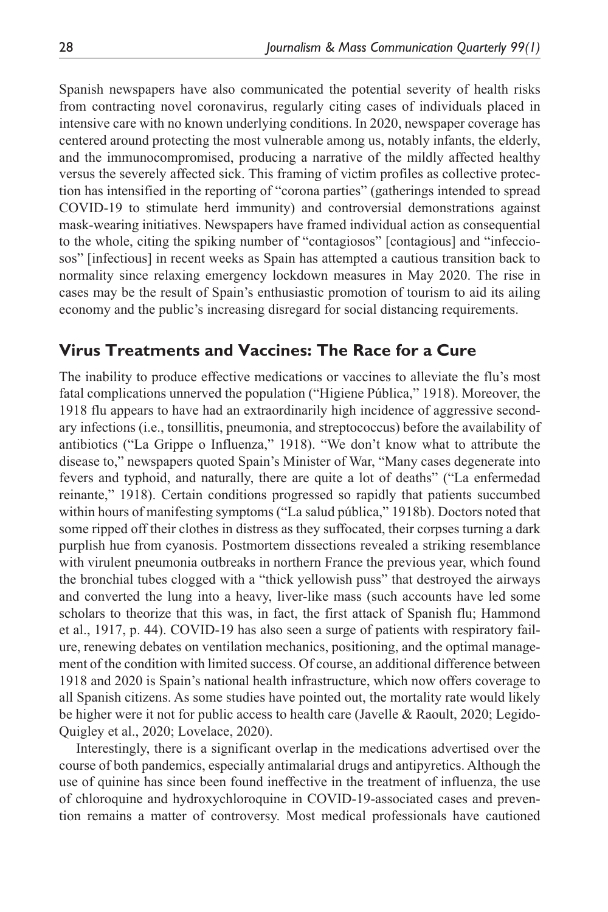Spanish newspapers have also communicated the potential severity of health risks from contracting novel coronavirus, regularly citing cases of individuals placed in intensive care with no known underlying conditions. In 2020, newspaper coverage has centered around protecting the most vulnerable among us, notably infants, the elderly, and the immunocompromised, producing a narrative of the mildly affected healthy versus the severely affected sick. This framing of victim profiles as collective protection has intensified in the reporting of "corona parties" (gatherings intended to spread COVID-19 to stimulate herd immunity) and controversial demonstrations against mask-wearing initiatives. Newspapers have framed individual action as consequential to the whole, citing the spiking number of "contagiosos" [contagious] and "infecciosos" [infectious] in recent weeks as Spain has attempted a cautious transition back to normality since relaxing emergency lockdown measures in May 2020. The rise in cases may be the result of Spain's enthusiastic promotion of tourism to aid its ailing economy and the public's increasing disregard for social distancing requirements.

## Virus Treatments and Vaccines: The Race for a Cure

The inability to produce effective medications or vaccines to alleviate the flu's most fatal complications unnerved the population ("Higiene Pública," 1918). Moreover, the 1918 flu appears to have had an extraordinarily high incidence of aggressive secondary infections (i.e., tonsillitis, pneumonia, and streptococcus) before the availability of antibiotics ("La Grippe o Influenza," 1918). "We don't know what to attribute the disease to," newspapers quoted Spain's Minister of War, "Many cases degenerate into fevers and typhoid, and naturally, there are quite a lot of deaths" ("La enfermedad reinante," 1918). Certain conditions progressed so rapidly that patients succumbed within hours of manifesting symptoms ("La salud pública," 1918b). Doctors noted that some ripped off their clothes in distress as they suffocated, their corpses turning a dark purplish hue from cyanosis. Postmortem dissections revealed a striking resemblance with virulent pneumonia outbreaks in northern France the previous year, which found the bronchial tubes clogged with a "thick yellowish puss" that destroyed the airways and converted the lung into a heavy, liver-like mass (such accounts have led some scholars to theorize that this was, in fact, the first attack of Spanish flu; Hammond et al., 1917, p. 44). COVID-19 has also seen a surge of patients with respiratory failure, renewing debates on ventilation mechanics, positioning, and the optimal management of the condition with limited success. Of course, an additional difference between 1918 and 2020 is Spain's national health infrastructure, which now offers coverage to all Spanish citizens. As some studies have pointed out, the mortality rate would likely be higher were it not for public access to health care (Javelle & Raoult, 2020; Legido-Quigley et al., 2020; Lovelace, 2020).

Interestingly, there is a significant overlap in the medications advertised over the course of both pandemics, especially antimalarial drugs and antipyretics. Although the use of quinine has since been found ineffective in the treatment of influenza, the use of chloroquine and hydroxychloroquine in COVID-19-associated cases and prevention remains a matter of controversy. Most medical professionals have cautioned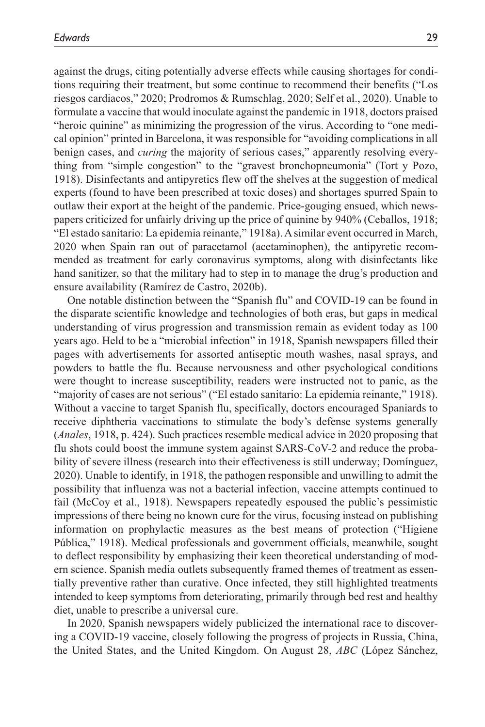against the drugs, citing potentially adverse effects while causing shortages for conditions requiring their treatment, but some continue to recommend their benefits ("Los riesgos cardiacos," 2020; Prodromos & Rumschlag, 2020; Self et al., 2020). Unable to formulate a vaccine that would inoculate against the pandemic in 1918, doctors praised "heroic quinine" as minimizing the progression of the virus. According to "one medical opinion" printed in Barcelona, it was responsible for "avoiding complications in all benign cases, and *curing* the majority of serious cases," apparently resolving everything from "simple congestion" to the "gravest bronchopneumonia" (Tort y Pozo, 1918). Disinfectants and antipyretics flew off the shelves at the suggestion of medical experts (found to have been prescribed at toxic doses) and shortages spurred Spain to outlaw their export at the height of the pandemic. Price-gouging ensued, which newspapers criticized for unfairly driving up the price of quinine by 940% (Ceballos, 1918; "El estado sanitario: La epidemia reinante," 1918a). A similar event occurred in March, 2020 when Spain ran out of paracetamol (acetaminophen), the antipyretic recommended as treatment for early coronavirus symptoms, along with disinfectants like hand sanitizer, so that the military had to step in to manage the drug's production and ensure availability (Ramírez de Castro, 2020b).

One notable distinction between the "Spanish flu" and COVID-19 can be found in the disparate scientific knowledge and technologies of both eras, but gaps in medical understanding of virus progression and transmission remain as evident today as 100 years ago. Held to be a "microbial infection" in 1918, Spanish newspapers filled their pages with advertisements for assorted antiseptic mouth washes, nasal sprays, and powders to battle the flu. Because nervousness and other psychological conditions were thought to increase susceptibility, readers were instructed not to panic, as the "majority of cases are not serious" ("El estado sanitario: La epidemia reinante," 1918). Without a vaccine to target Spanish flu, specifically, doctors encouraged Spaniards to receive diphtheria vaccinations to stimulate the body's defense systems generally (*Anales*, 1918, p. 424). Such practices resemble medical advice in 2020 proposing that flu shots could boost the immune system against SARS-CoV-2 and reduce the probability of severe illness (research into their effectiveness is still underway; Domínguez, 2020). Unable to identify, in 1918, the pathogen responsible and unwilling to admit the possibility that influenza was not a bacterial infection, vaccine attempts continued to fail (McCoy et al., 1918). Newspapers repeatedly espoused the public's pessimistic impressions of there being no known cure for the virus, focusing instead on publishing information on prophylactic measures as the best means of protection ("Higiene Pública," 1918). Medical professionals and government officials, meanwhile, sought to deflect responsibility by emphasizing their keen theoretical understanding of modern science. Spanish media outlets subsequently framed themes of treatment as essentially preventive rather than curative. Once infected, they still highlighted treatments intended to keep symptoms from deteriorating, primarily through bed rest and healthy diet, unable to prescribe a universal cure.

In 2020, Spanish newspapers widely publicized the international race to discovering a COVID-19 vaccine, closely following the progress of projects in Russia, China, the United States, and the United Kingdom. On August 28, *ABC* (López Sánchez,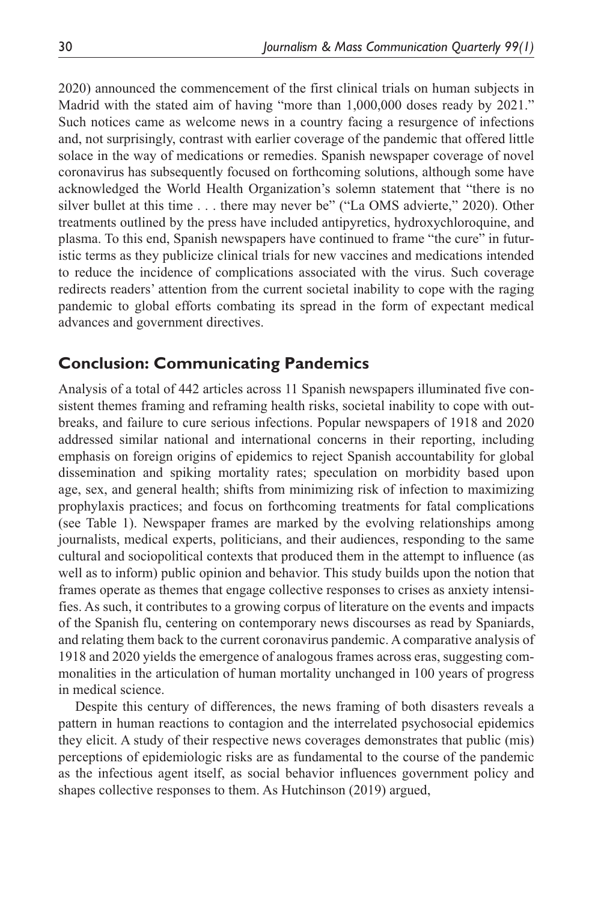2020) announced the commencement of the first clinical trials on human subjects in Madrid with the stated aim of having "more than 1,000,000 doses ready by 2021." Such notices came as welcome news in a country facing a resurgence of infections and, not surprisingly, contrast with earlier coverage of the pandemic that offered little solace in the way of medications or remedies. Spanish newspaper coverage of novel coronavirus has subsequently focused on forthcoming solutions, although some have acknowledged the World Health Organization's solemn statement that "there is no silver bullet at this time . . . there may never be" ("La OMS advierte," 2020). Other treatments outlined by the press have included antipyretics, hydroxychloroquine, and plasma. To this end, Spanish newspapers have continued to frame "the cure" in futuristic terms as they publicize clinical trials for new vaccines and medications intended to reduce the incidence of complications associated with the virus. Such coverage redirects readers' attention from the current societal inability to cope with the raging pandemic to global efforts combating its spread in the form of expectant medical advances and government directives.

## Conclusion: Communicating Pandemics

Analysis of a total of 442 articles across 11 Spanish newspapers illuminated five consistent themes framing and reframing health risks, societal inability to cope with outbreaks, and failure to cure serious infections. Popular newspapers of 1918 and 2020 addressed similar national and international concerns in their reporting, including emphasis on foreign origins of epidemics to reject Spanish accountability for global dissemination and spiking mortality rates; speculation on morbidity based upon age, sex, and general health; shifts from minimizing risk of infection to maximizing prophylaxis practices; and focus on forthcoming treatments for fatal complications (see Table 1). Newspaper frames are marked by the evolving relationships among journalists, medical experts, politicians, and their audiences, responding to the same cultural and sociopolitical contexts that produced them in the attempt to influence (as well as to inform) public opinion and behavior. This study builds upon the notion that frames operate as themes that engage collective responses to crises as anxiety intensifies. As such, it contributes to a growing corpus of literature on the events and impacts of the Spanish flu, centering on contemporary news discourses as read by Spaniards, and relating them back to the current coronavirus pandemic. A comparative analysis of 1918 and 2020 yields the emergence of analogous frames across eras, suggesting commonalities in the articulation of human mortality unchanged in 100 years of progress in medical science.

Despite this century of differences, the news framing of both disasters reveals a pattern in human reactions to contagion and the interrelated psychosocial epidemics they elicit. A study of their respective news coverages demonstrates that public (mis) perceptions of epidemiologic risks are as fundamental to the course of the pandemic as the infectious agent itself, as social behavior influences government policy and shapes collective responses to them. As Hutchinson (2019) argued,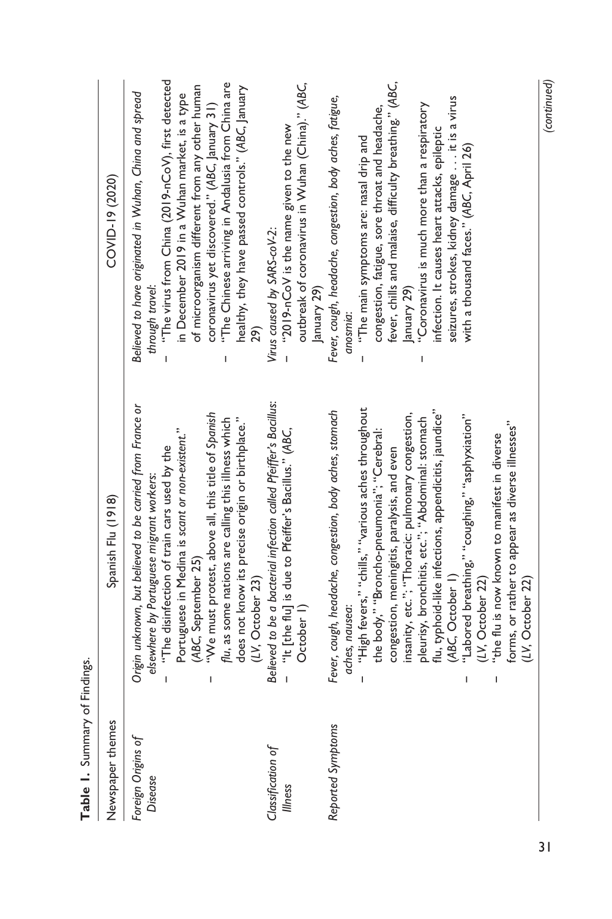**Table 1.** Summary of Findings.

| Newspaper themes | Spanish Flu (1918) | COVID-19 (2020) |
|---|---|---|
| *Foreign Origins of Disease* | *Origin unknown, but believed to be carried from France or elsewhere by Portuguese migrant workers:*<br>– "The disinfection of train cars used by the Portuguese in Medina is *scant or non-existent*." (*ABC*, September 25)<br>– "We must protest, above all, this title of *Spanish flu*, as some nations are calling this illness which does not know its precise origin or birthplace." (*LV*, October 23) | *Believed to have originated in Wuhan, China and spread through travel:*<br>– "The virus from China (2019-nCoV), first detected in December 2019 in a Wuhan market, is a type of microorganism different from any other human coronavirus yet discovered." (*ABC*, January 31)<br>– "The Chinese arriving in Andalusia from China are healthy, they have passed controls." (*ABC*, January 29) |
| *Classification of Illness* | *Believed to be a bacterial infection called Pfeiffer's Bacillus:*<br>– "It [the flu] is due to Pfeiffer's Bacillus." (*ABC*, October 1) | *Virus caused by SARS-coV-2:*<br>– "2019-nCoV is the name given to the new outbreak of coronavirus in Wuhan (China)." (*ABC*, January 29) |
| *Reported Symptoms* | *Fever, cough, headache, congestion, body aches, stomach aches, nausea:*<br>– "High fevers," "chills," "various aches throughout the body," "Broncho-pneumonia"; "Cerebral: congestion, meningitis, paralysis, and even insanity, etc."; "Thoracic: pulmonary congestion, pleurisy, bronchitis, etc."; "Abdominal: stomach flu, typhoid-like infections, appendicitis, jaundice" (*ABC*, October 1)<br>– "Labored breathing," "coughing," "asphyxiation" (*LV*, October 22)<br>– "the flu is now known to manifest in diverse forms, or rather to appear as diverse illnesses" (*LV*, October 22) | *Fever, cough, headache, congestion, body aches, fatigue, anosmia:*<br>– "The main symptoms are: nasal drip and congestion, fatigue, sore throat and headache, fever, chills and malaise, difficulty breathing." (*ABC*, January 29)<br>– "Coronavirus is much more than a respiratory infection. It causes heart attacks, epileptic seizures, strokes, kidney damage . . . it is a virus with a thousand faces." (*ABC*, April 26) |

(*continued*)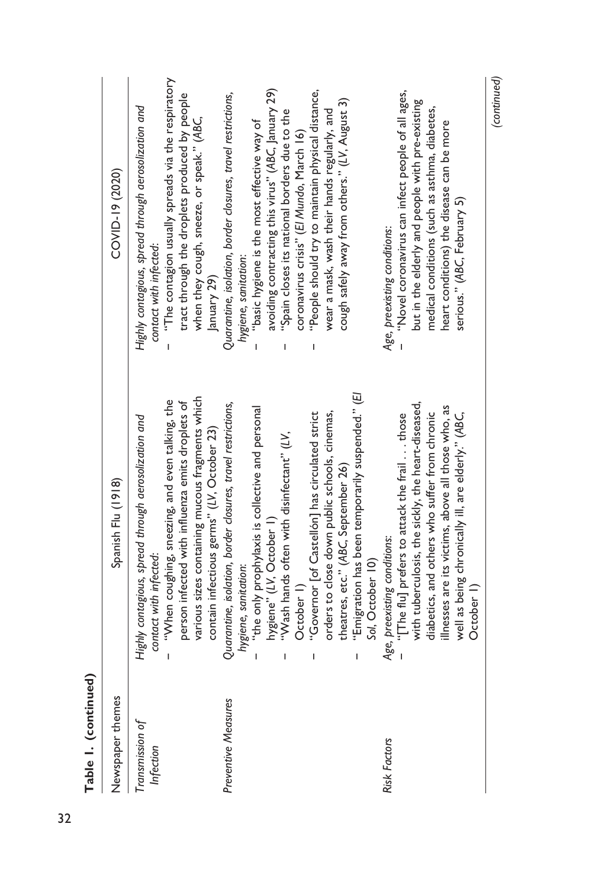**Table 1. (continued)**

| Newspaper themes | Spanish Flu (1918) | COVID-19 (2020) |
|---|---|---|
| *Transmission of Infection* | *Highly contagious, spread through aerosolization and contact with infected:*<br>– "When coughing, sneezing, and even talking, the person infected with influenza emits droplets of various sizes containing mucous fragments which contain infectious germs" (*LV*, October 23) | *Highly contagious, spread through aerosolization and contact with infected:*<br>– "The contagion usually spreads via the respiratory tract through the droplets produced by people when they cough, sneeze, or speak." (*ABC*, January 29) |
| *Preventive Measures* | *Quarantine, isolation, border closures, travel restrictions, hygiene, sanitation:*<br>– "the only prophylaxis is collective and personal hygiene" (*LV*, October 1)<br>– "Wash hands often with disinfectant" (*LV*, October 1)<br>– "Governor [of Castellón] has circulated strict orders to close down public schools, cinemas, theatres, etc." (*ABC*, September 26)<br>– "Emigration has been temporarily suspended." (*El Sol*, October 10) | *Quarantine, isolation, border closures, travel restrictions, hygiene, sanitation:*<br>– "basic hygiene is the most effective way of avoiding contracting this virus" (*ABC*, January 29)<br>– "Spain closes its national borders due to the coronavirus crisis" (*El Mundo*, March 16)<br>– "People should try to maintain physical distance, wear a mask, wash their hands regularly, and cough safely away from others." (*LV*, August 3) |
| *Risk Factors* | *Age, preexisting conditions:*<br>– "[The flu] prefers to attack the frail . . . those with tuberculosis, the sickly, the heart-diseased, diabetics, and others who suffer from chronic illnesses are its victims, above all those who, as well as being chronically ill, are elderly." (*ABC*, October 1) | *Age, preexisting conditions:*<br>– "Novel coronavirus can infect people of all ages, but in the elderly and people with pre-existing medical conditions (such as asthma, diabetes, heart conditions) the disease can be more serious." (*ABC*, February 5) |

*(continued)*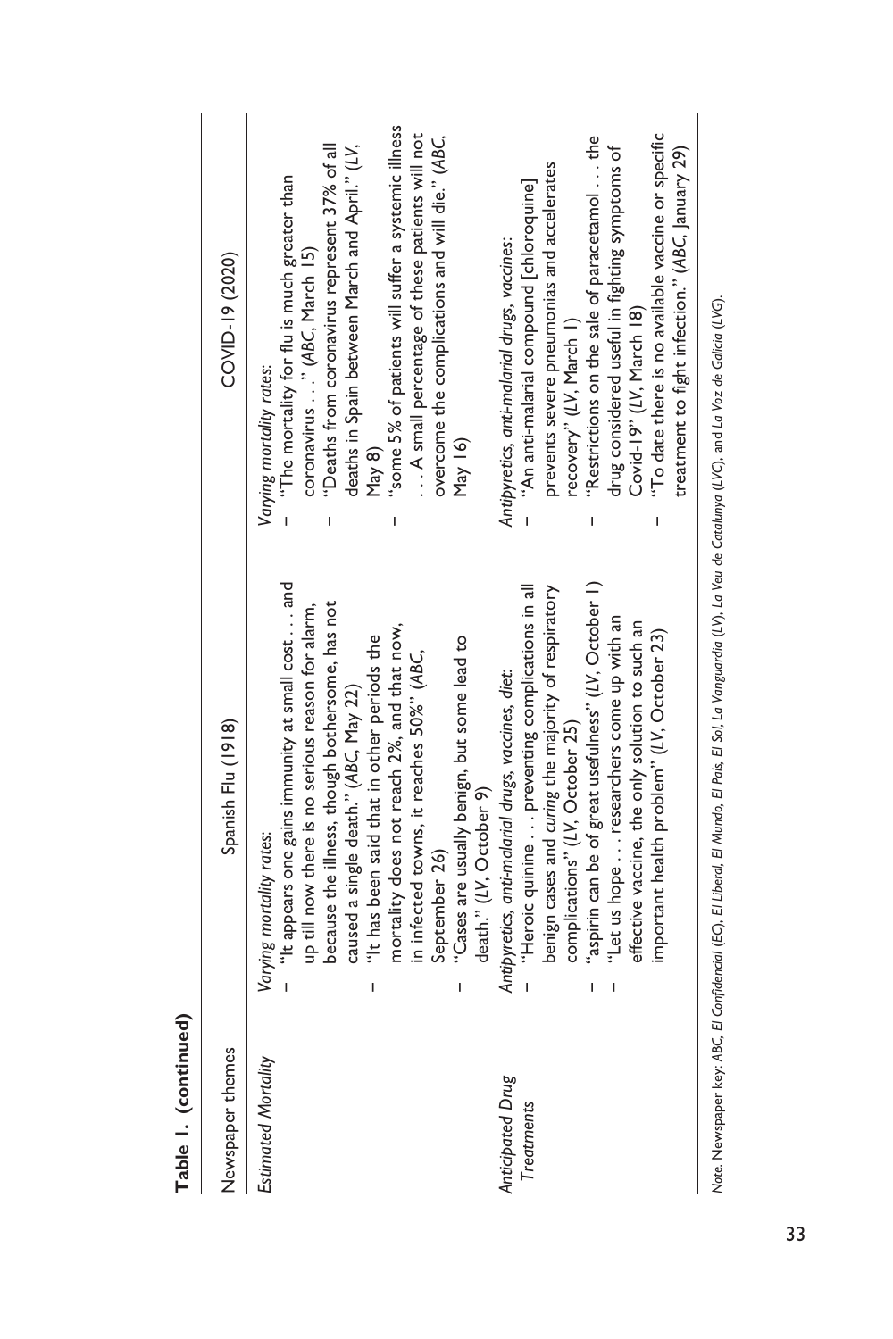**Table 1. (continued)**

| Newspaper themes | Spanish Flu (1918) | COVID-19 (2020) |
|---|---|---|
| *Estimated Mortality* | *Varying mortality rates*:<br>– "It appears one gains immunity at small cost . . . and up till now there is no serious reason for alarm, because the illness, though bothersome, has not caused a single death." (*ABC*, May 22)<br>– "It has been said that in other periods the mortality does not reach 2%, and that now, in infected towns, it reaches 50%" (*ABC*, September 26)<br>– "Cases are usually benign, but some lead to death." (*LV*, October 9) | *Varying mortality rates*:<br>– "The mortality for flu is much greater than coronavirus . . . " (*ABC*, March 15)<br>– "Deaths from coronavirus represent 37% of all deaths in Spain between March and April." (*LV*, May 8)<br>– "some 5% of patients will suffer a systemic illness . . . A small percentage of these patients will not overcome the complications and will die." (*ABC*, May 16) |
| *Anticipated Drug Treatments* | *Antipyretics, anti-malarial drugs, vaccines, diet*:<br>– "Heroic quinine . . . preventing complications in all benign cases and *curing* the majority of respiratory complications" (*LV*, October 25)<br>– "aspirin can be of great usefulness" (*LV*, October 1)<br>– "Let us hope . . . researchers come up with an effective vaccine, the only solution to such an important health problem" (*LV*, October 23) | *Antipyretics, anti-malarial drugs, vaccines*:<br>– "An anti-malarial compound [chloroquine] prevents severe pneumonias and accelerates recovery" (*LV*, March 1)<br>– "Restrictions on the sale of paracetamol . . . the drug considered useful in fighting symptoms of Covid-19" (*LV*, March 18)<br>– "To date there is no available vaccine or specific treatment to fight infection." (*ABC*, January 29) |

*Note.* Newspaper key: *ABC*, *El Confidencial* (*EC*), *El Liberal*, *El Mundo*, *El País*, *El Sol*, *La Vanguardia* (*LV*), *La Veu de Catalunya* (*LVC*), and *La Voz de Galicia* (*LVG*).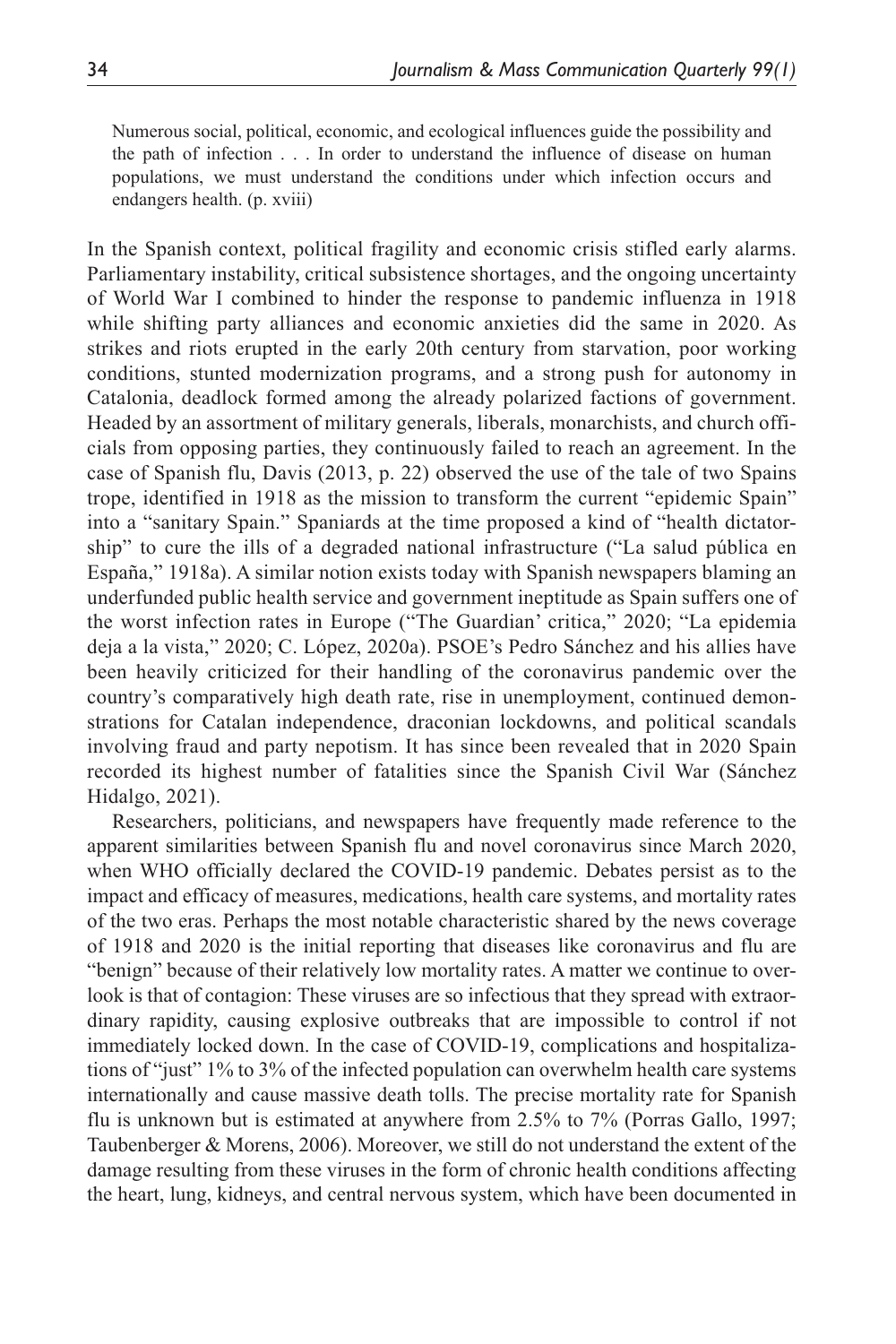> Numerous social, political, economic, and ecological influences guide the possibility and the path of infection . . . In order to understand the influence of disease on human populations, we must understand the conditions under which infection occurs and endangers health. (p. xviii)

In the Spanish context, political fragility and economic crisis stifled early alarms. Parliamentary instability, critical subsistence shortages, and the ongoing uncertainty of World War I combined to hinder the response to pandemic influenza in 1918 while shifting party alliances and economic anxieties did the same in 2020. As strikes and riots erupted in the early 20th century from starvation, poor working conditions, stunted modernization programs, and a strong push for autonomy in Catalonia, deadlock formed among the already polarized factions of government. Headed by an assortment of military generals, liberals, monarchists, and church officials from opposing parties, they continuously failed to reach an agreement. In the case of Spanish flu, Davis (2013, p. 22) observed the use of the tale of two Spains trope, identified in 1918 as the mission to transform the current "epidemic Spain" into a "sanitary Spain." Spaniards at the time proposed a kind of "health dictatorship" to cure the ills of a degraded national infrastructure ("La salud pública en España," 1918a). A similar notion exists today with Spanish newspapers blaming an underfunded public health service and government ineptitude as Spain suffers one of the worst infection rates in Europe ("The Guardian' critica," 2020; "La epidemia deja a la vista," 2020; C. López, 2020a). PSOE's Pedro Sánchez and his allies have been heavily criticized for their handling of the coronavirus pandemic over the country's comparatively high death rate, rise in unemployment, continued demonstrations for Catalan independence, draconian lockdowns, and political scandals involving fraud and party nepotism. It has since been revealed that in 2020 Spain recorded its highest number of fatalities since the Spanish Civil War (Sánchez Hidalgo, 2021).

Researchers, politicians, and newspapers have frequently made reference to the apparent similarities between Spanish flu and novel coronavirus since March 2020, when WHO officially declared the COVID-19 pandemic. Debates persist as to the impact and efficacy of measures, medications, health care systems, and mortality rates of the two eras. Perhaps the most notable characteristic shared by the news coverage of 1918 and 2020 is the initial reporting that diseases like coronavirus and flu are "benign" because of their relatively low mortality rates. A matter we continue to overlook is that of contagion: These viruses are so infectious that they spread with extraordinary rapidity, causing explosive outbreaks that are impossible to control if not immediately locked down. In the case of COVID-19, complications and hospitalizations of "just" 1% to 3% of the infected population can overwhelm health care systems internationally and cause massive death tolls. The precise mortality rate for Spanish flu is unknown but is estimated at anywhere from 2.5% to 7% (Porras Gallo, 1997; Taubenberger & Morens, 2006). Moreover, we still do not understand the extent of the damage resulting from these viruses in the form of chronic health conditions affecting the heart, lung, kidneys, and central nervous system, which have been documented in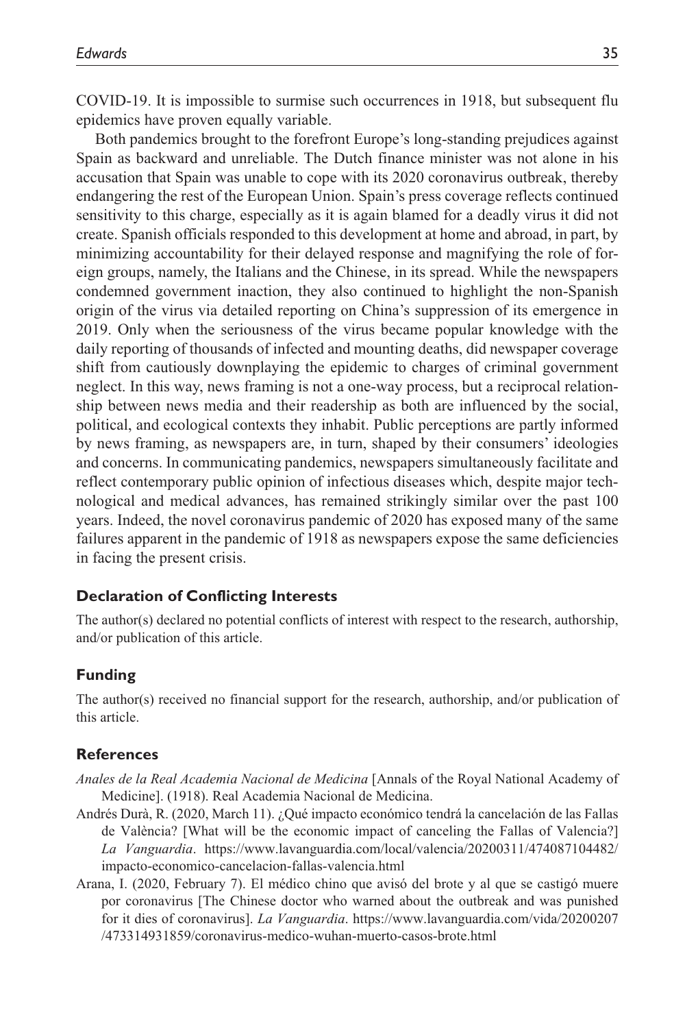COVID-19. It is impossible to surmise such occurrences in 1918, but subsequent flu epidemics have proven equally variable.

Both pandemics brought to the forefront Europe's long-standing prejudices against Spain as backward and unreliable. The Dutch finance minister was not alone in his accusation that Spain was unable to cope with its 2020 coronavirus outbreak, thereby endangering the rest of the European Union. Spain's press coverage reflects continued sensitivity to this charge, especially as it is again blamed for a deadly virus it did not create. Spanish officials responded to this development at home and abroad, in part, by minimizing accountability for their delayed response and magnifying the role of foreign groups, namely, the Italians and the Chinese, in its spread. While the newspapers condemned government inaction, they also continued to highlight the non-Spanish origin of the virus via detailed reporting on China's suppression of its emergence in 2019. Only when the seriousness of the virus became popular knowledge with the daily reporting of thousands of infected and mounting deaths, did newspaper coverage shift from cautiously downplaying the epidemic to charges of criminal government neglect. In this way, news framing is not a one-way process, but a reciprocal relationship between news media and their readership as both are influenced by the social, political, and ecological contexts they inhabit. Public perceptions are partly informed by news framing, as newspapers are, in turn, shaped by their consumers' ideologies and concerns. In communicating pandemics, newspapers simultaneously facilitate and reflect contemporary public opinion of infectious diseases which, despite major technological and medical advances, has remained strikingly similar over the past 100 years. Indeed, the novel coronavirus pandemic of 2020 has exposed many of the same failures apparent in the pandemic of 1918 as newspapers expose the same deficiencies in facing the present crisis.

### Declaration of Conflicting Interests

The author(s) declared no potential conflicts of interest with respect to the research, authorship, and/or publication of this article.

### Funding

The author(s) received no financial support for the research, authorship, and/or publication of this article.

### References

*Anales de la Real Academia Nacional de Medicina* [Annals of the Royal National Academy of Medicine]. (1918). Real Academia Nacional de Medicina.

Andrés Durà, R. (2020, March 11). ¿Qué impacto económico tendrá la cancelación de las Fallas de València? [What will be the economic impact of canceling the Fallas of Valencia?] *La Vanguardia*. https://www.lavanguardia.com/local/valencia/20200311/474087104482/impacto-economico-cancelacion-fallas-valencia.html

Arana, I. (2020, February 7). El médico chino que avisó del brote y al que se castigó muere por coronavirus [The Chinese doctor who warned about the outbreak and was punished for it dies of coronavirus]. *La Vanguardia*. https://www.lavanguardia.com/vida/20200207/473314931859/coronavirus-medico-wuhan-muerto-casos-brote.html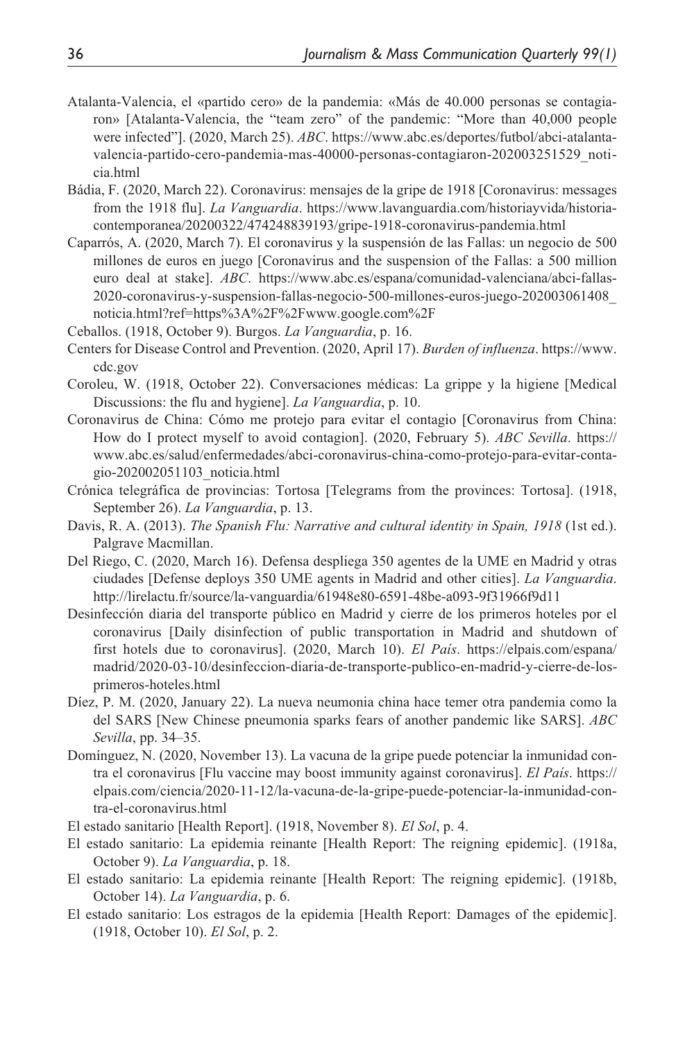Atalanta-Valencia, el «partido cero» de la pandemia: «Más de 40.000 personas se contagiaron» [Atalanta-Valencia, the "team zero" of the pandemic: "More than 40,000 people were infected"]. (2020, March 25). *ABC*. https://www.abc.es/deportes/futbol/abci-atalanta-valencia-partido-cero-pandemia-mas-40000-personas-contagiaron-202003251529_noticia.html

Bádia, F. (2020, March 22). Coronavirus: mensajes de la gripe de 1918 [Coronavirus: messages from the 1918 flu]. *La Vanguardia*. https://www.lavanguardia.com/historiayvida/historia-contemporanea/20200322/474248839193/gripe-1918-coronavirus-pandemia.html

Caparrós, A. (2020, March 7). El coronavirus y la suspensión de las Fallas: un negocio de 500 millones de euros en juego [Coronavirus and the suspension of the Fallas: a 500 million euro deal at stake]. *ABC*. https://www.abc.es/espana/comunidad-valenciana/abci-fallas-2020-coronavirus-y-suspension-fallas-negocio-500-millones-euros-juego-202003061408_noticia.html?ref=https%3A%2F%2Fwww.google.com%2F

Ceballos. (1918, October 9). Burgos. *La Vanguardia*, p. 16.

Centers for Disease Control and Prevention. (2020, April 17). *Burden of influenza*. https://www.cdc.gov

Coroleu, W. (1918, October 22). Conversaciones médicas: La grippe y la higiene [Medical Discussions: the flu and hygiene]. *La Vanguardia*, p. 10.

Coronavirus de China: Cómo me protejo para evitar el contagio [Coronavirus from China: How do I protect myself to avoid contagion]. (2020, February 5). *ABC Sevilla*. https://www.abc.es/salud/enfermedades/abci-coronavirus-china-como-protejo-para-evitar-contagio-202002051103_noticia.html

Crónica telegráfica de provincias: Tortosa [Telegrams from the provinces: Tortosa]. (1918, September 26). *La Vanguardia*, p. 13.

Davis, R. A. (2013). *The Spanish Flu: Narrative and cultural identity in Spain, 1918* (1st ed.). Palgrave Macmillan.

Del Riego, C. (2020, March 16). Defensa despliega 350 agentes de la UME en Madrid y otras ciudades [Defense deploys 350 UME agents in Madrid and other cities]. *La Vanguardia*. http://lirelactu.fr/source/la-vanguardia/61948e80-6591-48be-a093-9f31966f9d11

Desinfección diaria del transporte público en Madrid y cierre de los primeros hoteles por el coronavirus [Daily disinfection of public transportation in Madrid and shutdown of first hotels due to coronavirus]. (2020, March 10). *El País*. https://elpais.com/espana/madrid/2020-03-10/desinfeccion-diaria-de-transporte-publico-en-madrid-y-cierre-de-los-primeros-hoteles.html

Díez, P. M. (2020, January 22). La nueva neumonia china hace temer otra pandemia como la del SARS [New Chinese pneumonia sparks fears of another pandemic like SARS]. *ABC Sevilla*, pp. 34–35.

Domínguez, N. (2020, November 13). La vacuna de la gripe puede potenciar la inmunidad contra el coronavirus [Flu vaccine may boost immunity against coronavirus]. *El País*. https://elpais.com/ciencia/2020-11-12/la-vacuna-de-la-gripe-puede-potenciar-la-inmunidad-contra-el-coronavirus.html

El estado sanitario [Health Report]. (1918, November 8). *El Sol*, p. 4.

El estado sanitario: La epidemia reinante [Health Report: The reigning epidemic]. (1918a, October 9). *La Vanguardia*, p. 18.

El estado sanitario: La epidemia reinante [Health Report: The reigning epidemic]. (1918b, October 14). *La Vanguardia*, p. 6.

El estado sanitario: Los estragos de la epidemia [Health Report: Damages of the epidemic]. (1918, October 10). *El Sol*, p. 2.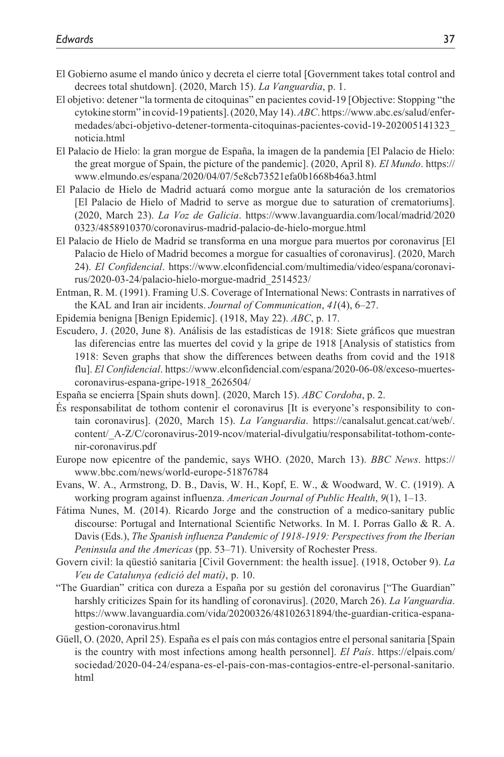El Gobierno asume el mando único y decreta el cierre total [Government takes total control and decrees total shutdown]. (2020, March 15). *La Vanguardia*, p. 1.

El objetivo: detener "la tormenta de citoquinas" en pacientes covid-19 [Objective: Stopping "the cytokine storm" in covid-19 patients]. (2020, May 14). *ABC*. https://www.abc.es/salud/enfermedades/abci-objetivo-detener-tormenta-citoquinas-pacientes-covid-19-202005141323_noticia.html

El Palacio de Hielo: la gran morgue de España, la imagen de la pandemia [El Palacio de Hielo: the great morgue of Spain, the picture of the pandemic]. (2020, April 8). *El Mundo*. https://www.elmundo.es/espana/2020/04/07/5e8cb73521efa0b1668b46a3.html

El Palacio de Hielo de Madrid actuará como morgue ante la saturación de los crematorios [El Palacio de Hielo of Madrid to serve as morgue due to saturation of crematoriums]. (2020, March 23). *La Voz de Galicia*. https://www.lavanguardia.com/local/madrid/20200323/4858910370/coronavirus-madrid-palacio-de-hielo-morgue.html

El Palacio de Hielo de Madrid se transforma en una morgue para muertos por coronavirus [El Palacio de Hielo of Madrid becomes a morgue for casualties of coronavirus]. (2020, March 24). *El Confidencial*. https://www.elconfidencial.com/multimedia/video/espana/coronavirus/2020-03-24/palacio-hielo-morgue-madrid_2514523/

Entman, R. M. (1991). Framing U.S. Coverage of International News: Contrasts in narratives of the KAL and Iran air incidents. *Journal of Communication*, *41*(4), 6–27.

Epidemia benigna [Benign Epidemic]. (1918, May 22). *ABC*, p. 17.

Escudero, J. (2020, June 8). Análisis de las estadísticas de 1918: Siete gráficos que muestran las diferencias entre las muertes del covid y la gripe de 1918 [Analysis of statistics from 1918: Seven graphs that show the differences between deaths from covid and the 1918 flu]. *El Confidencial*. https://www.elconfidencial.com/espana/2020-06-08/exceso-muertes-coronavirus-espana-gripe-1918_2626504/

España se encierra [Spain shuts down]. (2020, March 15). *ABC Cordoba*, p. 2.

És responsabilitat de tothom contenir el coronavirus [It is everyone's responsibility to contain coronavirus]. (2020, March 15). *La Vanguardia*. https://canalsalut.gencat.cat/web/.content/_A-Z/C/coronavirus-2019-ncov/material-divulgatiu/responsabilitat-tothom-contenir-coronavirus.pdf

Europe now epicentre of the pandemic, says WHO. (2020, March 13). *BBC News*. https://www.bbc.com/news/world-europe-51876784

Evans, W. A., Armstrong, D. B., Davis, W. H., Kopf, E. W., & Woodward, W. C. (1919). A working program against influenza. *American Journal of Public Health*, *9*(1), 1–13.

Fátima Nunes, M. (2014). Ricardo Jorge and the construction of a medico-sanitary public discourse: Portugal and International Scientific Networks. In M. I. Porras Gallo & R. A. Davis (Eds.), *The Spanish influenza Pandemic of 1918-1919: Perspectives from the Iberian Peninsula and the Americas* (pp. 53–71). University of Rochester Press.

Govern civil: la qüestió sanitaria [Civil Government: the health issue]. (1918, October 9). *La Veu de Catalunya (edició del matí)*, p. 10.

"The Guardian" critica con dureza a España por su gestión del coronavirus ["The Guardian" harshly criticizes Spain for its handling of coronavirus]. (2020, March 26). *La Vanguardia*. https://www.lavanguardia.com/vida/20200326/48102631894/the-guardian-critica-espana-gestion-coronavirus.html

Güell, O. (2020, April 25). España es el país con más contagios entre el personal sanitaria [Spain is the country with most infections among health personnel]. *El País*. https://elpais.com/sociedad/2020-04-24/espana-es-el-pais-con-mas-contagios-entre-el-personal-sanitario.html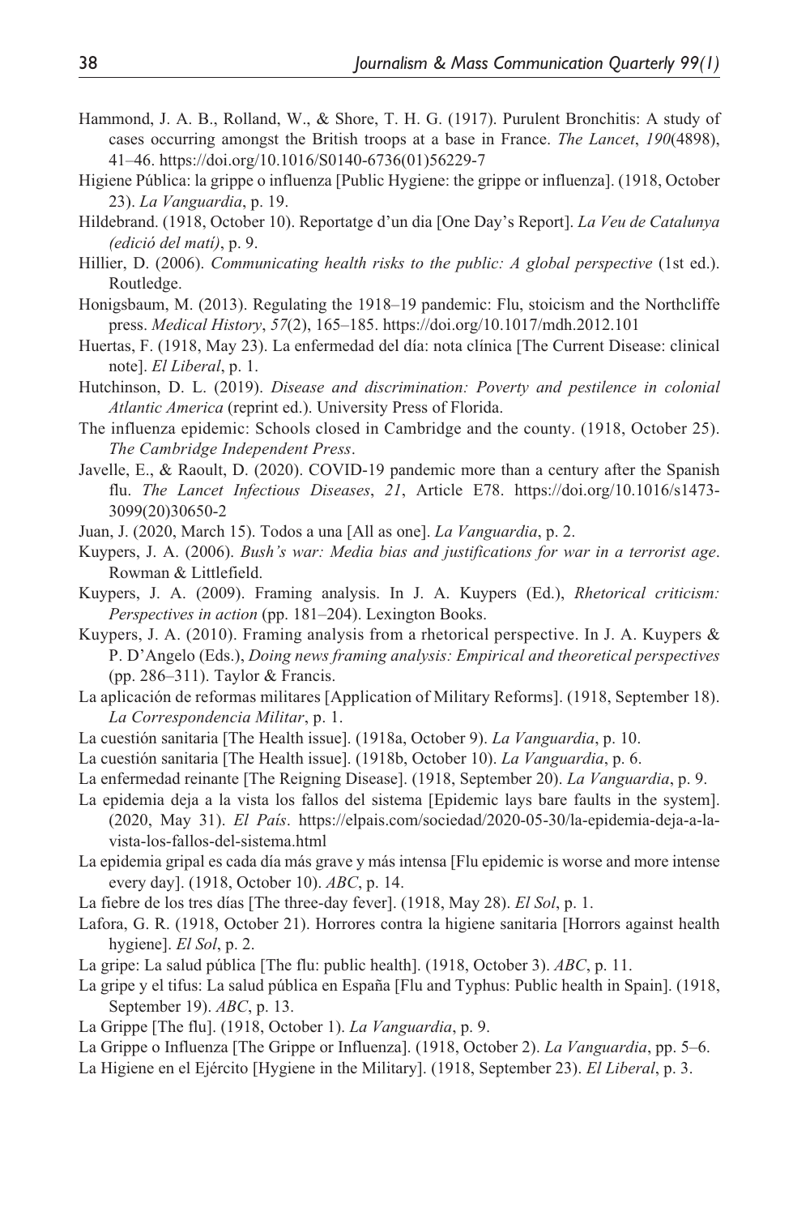Hammond, J. A. B., Rolland, W., & Shore, T. H. G. (1917). Purulent Bronchitis: A study of cases occurring amongst the British troops at a base in France. *The Lancet*, *190*(4898), 41–46. https://doi.org/10.1016/S0140-6736(01)56229-7

Higiene Pública: la grippe o influenza [Public Hygiene: the grippe or influenza]. (1918, October 23). *La Vanguardia*, p. 19.

Hildebrand. (1918, October 10). Reportatge d'un dia [One Day's Report]. *La Veu de Catalunya (edició del matí)*, p. 9.

Hillier, D. (2006). *Communicating health risks to the public: A global perspective* (1st ed.). Routledge.

Honigsbaum, M. (2013). Regulating the 1918–19 pandemic: Flu, stoicism and the Northcliffe press. *Medical History*, *57*(2), 165–185. https://doi.org/10.1017/mdh.2012.101

Huertas, F. (1918, May 23). La enfermedad del día: nota clínica [The Current Disease: clinical note]. *El Liberal*, p. 1.

Hutchinson, D. L. (2019). *Disease and discrimination: Poverty and pestilence in colonial Atlantic America* (reprint ed.). University Press of Florida.

The influenza epidemic: Schools closed in Cambridge and the county. (1918, October 25). *The Cambridge Independent Press*.

Javelle, E., & Raoult, D. (2020). COVID-19 pandemic more than a century after the Spanish flu. *The Lancet Infectious Diseases*, *21*, Article E78. https://doi.org/10.1016/s1473-3099(20)30650-2

Juan, J. (2020, March 15). Todos a una [All as one]. *La Vanguardia*, p. 2.

Kuypers, J. A. (2006). *Bush's war: Media bias and justifications for war in a terrorist age*. Rowman & Littlefield.

Kuypers, J. A. (2009). Framing analysis. In J. A. Kuypers (Ed.), *Rhetorical criticism: Perspectives in action* (pp. 181–204). Lexington Books.

Kuypers, J. A. (2010). Framing analysis from a rhetorical perspective. In J. A. Kuypers & P. D'Angelo (Eds.), *Doing news framing analysis: Empirical and theoretical perspectives* (pp. 286–311). Taylor & Francis.

La aplicación de reformas militares [Application of Military Reforms]. (1918, September 18). *La Correspondencia Militar*, p. 1.

La cuestión sanitaria [The Health issue]. (1918a, October 9). *La Vanguardia*, p. 10.

La cuestión sanitaria [The Health issue]. (1918b, October 10). *La Vanguardia*, p. 6.

La enfermedad reinante [The Reigning Disease]. (1918, September 20). *La Vanguardia*, p. 9.

La epidemia deja a la vista los fallos del sistema [Epidemic lays bare faults in the system]. (2020, May 31). *El País*. https://elpais.com/sociedad/2020-05-30/la-epidemia-deja-a-la-vista-los-fallos-del-sistema.html

La epidemia gripal es cada día más grave y más intensa [Flu epidemic is worse and more intense every day]. (1918, October 10). *ABC*, p. 14.

La fiebre de los tres días [The three-day fever]. (1918, May 28). *El Sol*, p. 1.

Lafora, G. R. (1918, October 21). Horrores contra la higiene sanitaria [Horrors against health hygiene]. *El Sol*, p. 2.

La gripe: La salud pública [The flu: public health]. (1918, October 3). *ABC*, p. 11.

La gripe y el tifus: La salud pública en España [Flu and Typhus: Public health in Spain]. (1918, September 19). *ABC*, p. 13.

La Grippe [The flu]. (1918, October 1). *La Vanguardia*, p. 9.

La Grippe o Influenza [The Grippe or Influenza]. (1918, October 2). *La Vanguardia*, pp. 5–6.

La Higiene en el Ejército [Hygiene in the Military]. (1918, September 23). *El Liberal*, p. 3.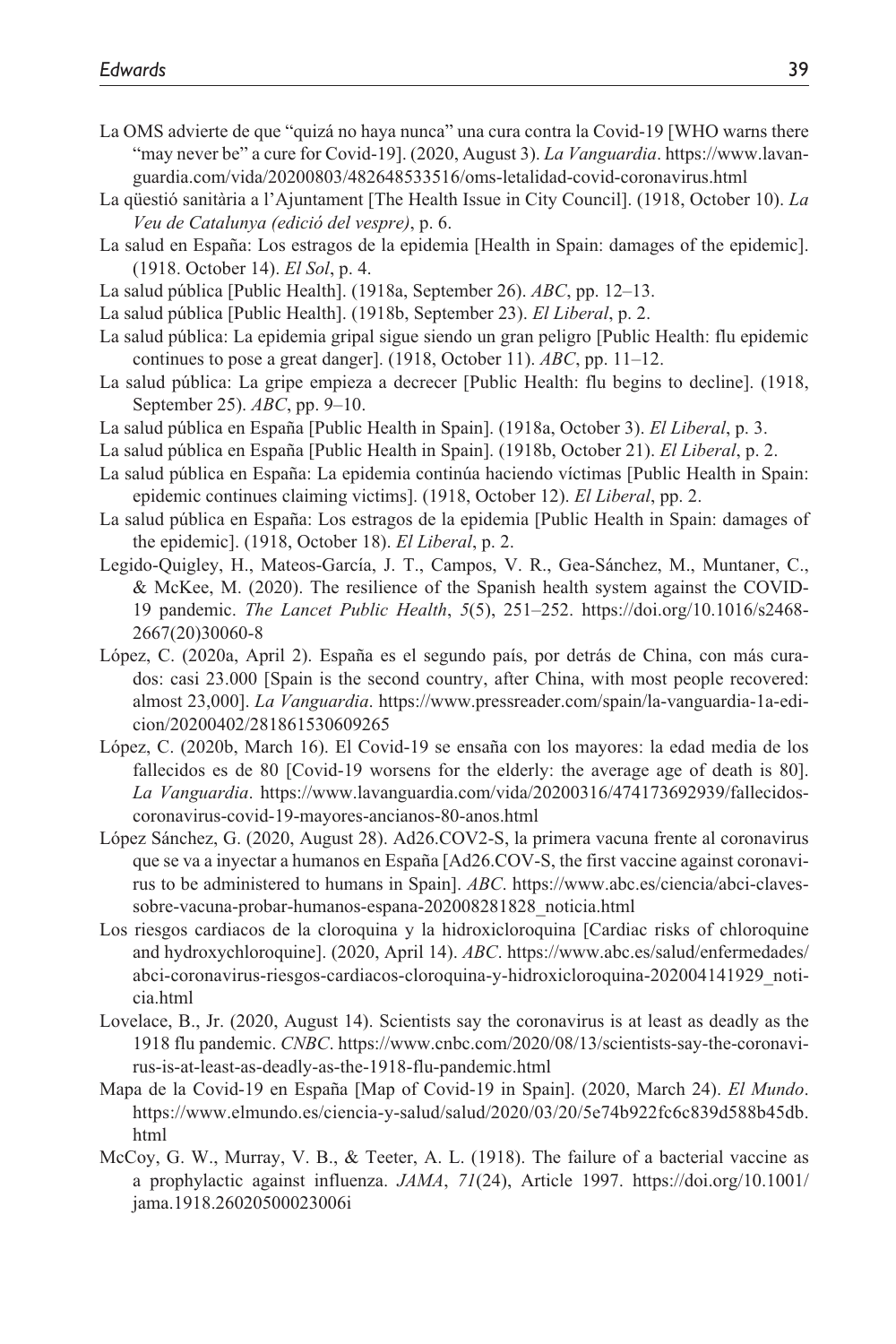La OMS advierte de que "quizá no haya nunca" una cura contra la Covid-19 [WHO warns there "may never be" a cure for Covid-19]. (2020, August 3). *La Vanguardia*. https://www.lavanguardia.com/vida/20200803/482648533516/oms-letalidad-covid-coronavirus.html

La qüestió sanitària a l'Ajuntament [The Health Issue in City Council]. (1918, October 10). *La Veu de Catalunya (edició del vespre)*, p. 6.

La salud en España: Los estragos de la epidemia [Health in Spain: damages of the epidemic]. (1918. October 14). *El Sol*, p. 4.

La salud pública [Public Health]. (1918a, September 26). *ABC*, pp. 12–13.

La salud pública [Public Health]. (1918b, September 23). *El Liberal*, p. 2.

La salud pública: La epidemia gripal sigue siendo un gran peligro [Public Health: flu epidemic continues to pose a great danger]. (1918, October 11). *ABC*, pp. 11–12.

La salud pública: La gripe empieza a decrecer [Public Health: flu begins to decline]. (1918, September 25). *ABC*, pp. 9–10.

La salud pública en España [Public Health in Spain]. (1918a, October 3). *El Liberal*, p. 3.

La salud pública en España [Public Health in Spain]. (1918b, October 21). *El Liberal*, p. 2.

La salud pública en España: La epidemia continúa haciendo víctimas [Public Health in Spain: epidemic continues claiming victims]. (1918, October 12). *El Liberal*, pp. 2.

La salud pública en España: Los estragos de la epidemia [Public Health in Spain: damages of the epidemic]. (1918, October 18). *El Liberal*, p. 2.

Legido-Quigley, H., Mateos-García, J. T., Campos, V. R., Gea-Sánchez, M., Muntaner, C., & McKee, M. (2020). The resilience of the Spanish health system against the COVID-19 pandemic. *The Lancet Public Health*, *5*(5), 251–252. https://doi.org/10.1016/s2468-2667(20)30060-8

López, C. (2020a, April 2). España es el segundo país, por detrás de China, con más curados: casi 23.000 [Spain is the second country, after China, with most people recovered: almost 23,000]. *La Vanguardia*. https://www.pressreader.com/spain/la-vanguardia-1a-edicion/20200402/281861530609265

López, C. (2020b, March 16). El Covid-19 se ensaña con los mayores: la edad media de los fallecidos es de 80 [Covid-19 worsens for the elderly: the average age of death is 80]. *La Vanguardia*. https://www.lavanguardia.com/vida/20200316/474173692939/fallecidos-coronavirus-covid-19-mayores-ancianos-80-anos.html

López Sánchez, G. (2020, August 28). Ad26.COV2-S, la primera vacuna frente al coronavirus que se va a inyectar a humanos en España [Ad26.COV-S, the first vaccine against coronavirus to be administered to humans in Spain]. *ABC*. https://www.abc.es/ciencia/abci-claves-sobre-vacuna-probar-humanos-espana-202008281828_noticia.html

Los riesgos cardiacos de la cloroquina y la hidroxicloroquina [Cardiac risks of chloroquine and hydroxychloroquine]. (2020, April 14). *ABC*. https://www.abc.es/salud/enfermedades/abci-coronavirus-riesgos-cardiacos-cloroquina-y-hidroxicloroquina-202004141929_noticia.html

Lovelace, B., Jr. (2020, August 14). Scientists say the coronavirus is at least as deadly as the 1918 flu pandemic. *CNBC*. https://www.cnbc.com/2020/08/13/scientists-say-the-coronavirus-is-at-least-as-deadly-as-the-1918-flu-pandemic.html

Mapa de la Covid-19 en España [Map of Covid-19 in Spain]. (2020, March 24). *El Mundo*. https://www.elmundo.es/ciencia-y-salud/salud/2020/03/20/5e74b922fc6c839d588b45db.html

McCoy, G. W., Murray, V. B., & Teeter, A. L. (1918). The failure of a bacterial vaccine as a prophylactic against influenza. *JAMA*, *71*(24), Article 1997. https://doi.org/10.1001/jama.1918.26020500023006i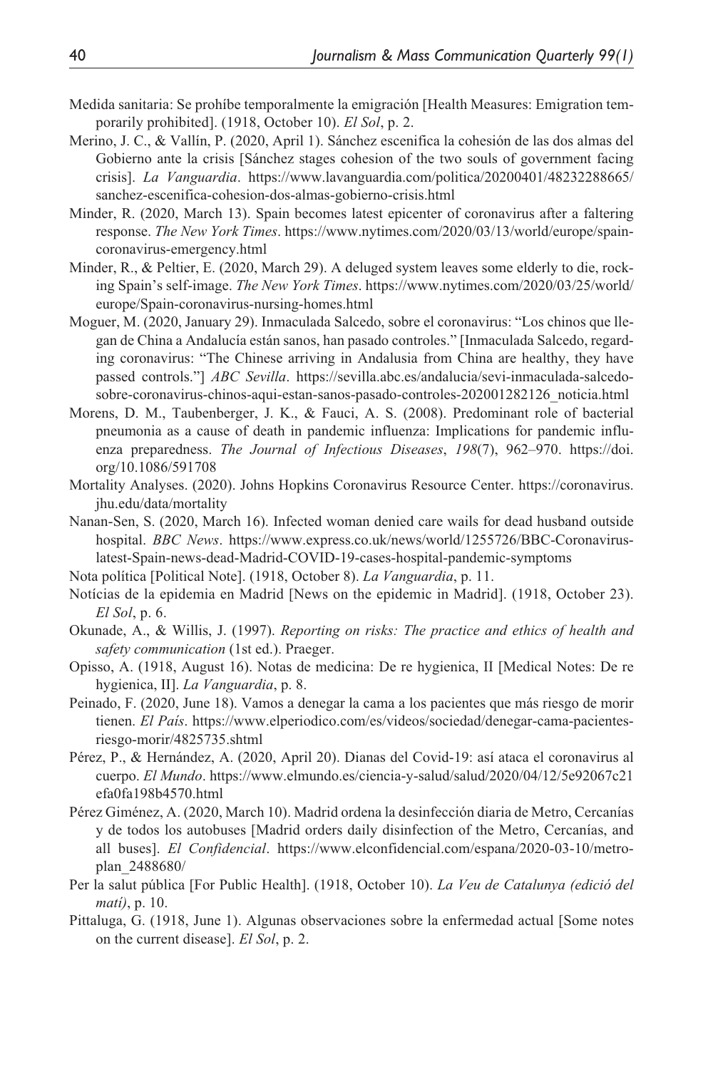Medida sanitaria: Se prohíbe temporalmente la emigración [Health Measures: Emigration temporarily prohibited]. (1918, October 10). *El Sol*, p. 2.

Merino, J. C., & Vallín, P. (2020, April 1). Sánchez escenifica la cohesión de las dos almas del Gobierno ante la crisis [Sánchez stages cohesion of the two souls of government facing crisis]. *La Vanguardia*. https://www.lavanguardia.com/politica/20200401/48232288665/sanchez-escenifica-cohesion-dos-almas-gobierno-crisis.html

Minder, R. (2020, March 13). Spain becomes latest epicenter of coronavirus after a faltering response. *The New York Times*. https://www.nytimes.com/2020/03/13/world/europe/spain-coronavirus-emergency.html

Minder, R., & Peltier, E. (2020, March 29). A deluged system leaves some elderly to die, rocking Spain's self-image. *The New York Times*. https://www.nytimes.com/2020/03/25/world/europe/Spain-coronavirus-nursing-homes.html

Moguer, M. (2020, January 29). Inmaculada Salcedo, sobre el coronavirus: "Los chinos que llegan de China a Andalucía están sanos, han pasado controles." [Inmaculada Salcedo, regarding coronavirus: "The Chinese arriving in Andalusia from China are healthy, they have passed controls."] *ABC Sevilla*. https://sevilla.abc.es/andalucia/sevi-inmaculada-salcedo-sobre-coronavirus-chinos-aqui-estan-sanos-pasado-controles-202001282126_noticia.html

Morens, D. M., Taubenberger, J. K., & Fauci, A. S. (2008). Predominant role of bacterial pneumonia as a cause of death in pandemic influenza: Implications for pandemic influenza preparedness. *The Journal of Infectious Diseases*, *198*(7), 962–970. https://doi.org/10.1086/591708

Mortality Analyses. (2020). Johns Hopkins Coronavirus Resource Center. https://coronavirus.jhu.edu/data/mortality

Nanan-Sen, S. (2020, March 16). Infected woman denied care wails for dead husband outside hospital. *BBC News*. https://www.express.co.uk/news/world/1255726/BBC-Coronavirus-latest-Spain-news-dead-Madrid-COVID-19-cases-hospital-pandemic-symptoms

Nota política [Political Note]. (1918, October 8). *La Vanguardia*, p. 11.

Notícias de la epidemia en Madrid [News on the epidemic in Madrid]. (1918, October 23). *El Sol*, p. 6.

Okunade, A., & Willis, J. (1997). *Reporting on risks: The practice and ethics of health and safety communication* (1st ed.). Praeger.

Opisso, A. (1918, August 16). Notas de medicina: De re hygienica, II [Medical Notes: De re hygienica, II]. *La Vanguardia*, p. 8.

Peinado, F. (2020, June 18). Vamos a denegar la cama a los pacientes que más riesgo de morir tienen. *El País*. https://www.elperiodico.com/es/videos/sociedad/denegar-cama-pacientes-riesgo-morir/4825735.shtml

Pérez, P., & Hernández, A. (2020, April 20). Dianas del Covid-19: así ataca el coronavirus al cuerpo. *El Mundo*. https://www.elmundo.es/ciencia-y-salud/salud/2020/04/12/5e92067c21efa0fa198b4570.html

Pérez Giménez, A. (2020, March 10). Madrid ordena la desinfección diaria de Metro, Cercanías y de todos los autobuses [Madrid orders daily disinfection of the Metro, Cercanías, and all buses]. *El Confidencial*. https://www.elconfidencial.com/espana/2020-03-10/metro-plan_2488680/

Per la salut pública [For Public Health]. (1918, October 10). *La Veu de Catalunya (edició del matí)*, p. 10.

Pittaluga, G. (1918, June 1). Algunas observaciones sobre la enfermedad actual [Some notes on the current disease]. *El Sol*, p. 2.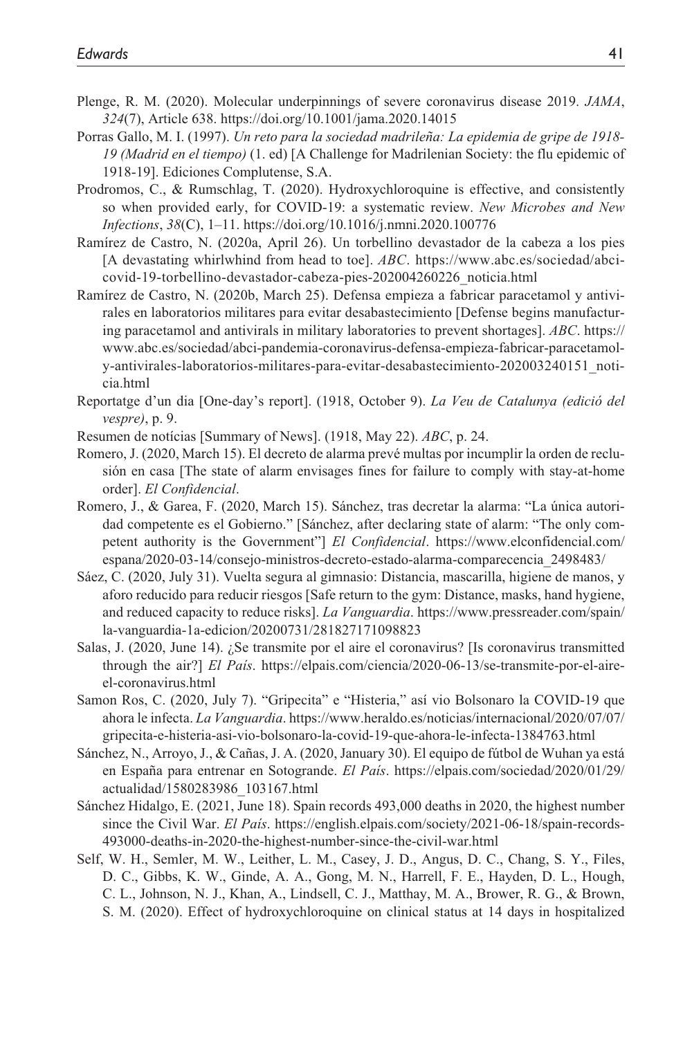Plenge, R. M. (2020). Molecular underpinnings of severe coronavirus disease 2019. *JAMA*, *324*(7), Article 638. https://doi.org/10.1001/jama.2020.14015

Porras Gallo, M. I. (1997). *Un reto para la sociedad madrileña: La epidemia de gripe de 1918-19 (Madrid en el tiempo)* (1. ed) [A Challenge for Madrilenian Society: the flu epidemic of 1918-19]. Ediciones Complutense, S.A.

Prodromos, C., & Rumschlag, T. (2020). Hydroxychloroquine is effective, and consistently so when provided early, for COVID-19: a systematic review. *New Microbes and New Infections*, *38*(C), 1–11. https://doi.org/10.1016/j.nmni.2020.100776

Ramírez de Castro, N. (2020a, April 26). Un torbellino devastador de la cabeza a los pies [A devastating whirlwhind from head to toe]. *ABC*. https://www.abc.es/sociedad/abci-covid-19-torbellino-devastador-cabeza-pies-202004260226_noticia.html

Ramírez de Castro, N. (2020b, March 25). Defensa empieza a fabricar paracetamol y antivirales en laboratorios militares para evitar desabastecimiento [Defense begins manufacturing paracetamol and antivirals in military laboratories to prevent shortages]. *ABC*. https://www.abc.es/sociedad/abci-pandemia-coronavirus-defensa-empieza-fabricar-paracetamol-y-antivirales-laboratorios-militares-para-evitar-desabastecimiento-202003240151_noticia.html

Reportatge d'un dia [One-day's report]. (1918, October 9). *La Veu de Catalunya (edició del vespre)*, p. 9.

Resumen de notícias [Summary of News]. (1918, May 22). *ABC*, p. 24.

Romero, J. (2020, March 15). El decreto de alarma prevé multas por incumplir la orden de reclusión en casa [The state of alarm envisages fines for failure to comply with stay-at-home order]. *El Confidencial*.

Romero, J., & Garea, F. (2020, March 15). Sánchez, tras decretar la alarma: "La única autoridad competente es el Gobierno." [Sánchez, after declaring state of alarm: "The only competent authority is the Government"] *El Confidencial*. https://www.elconfidencial.com/espana/2020-03-14/consejo-ministros-decreto-estado-alarma-comparecencia_2498483/

Sáez, C. (2020, July 31). Vuelta segura al gimnasio: Distancia, mascarilla, higiene de manos, y aforo reducido para reducir riesgos [Safe return to the gym: Distance, masks, hand hygiene, and reduced capacity to reduce risks]. *La Vanguardia*. https://www.pressreader.com/spain/la-vanguardia-1a-edicion/20200731/281827171098823

Salas, J. (2020, June 14). ¿Se transmite por el aire el coronavirus? [Is coronavirus transmitted through the air?] *El País*. https://elpais.com/ciencia/2020-06-13/se-transmite-por-el-aire-el-coronavirus.html

Samon Ros, C. (2020, July 7). "Gripecita" e "Histeria," así vio Bolsonaro la COVID-19 que ahora le infecta. *La Vanguardia*. https://www.heraldo.es/noticias/internacional/2020/07/07/gripecita-e-histeria-asi-vio-bolsonaro-la-covid-19-que-ahora-le-infecta-1384763.html

Sánchez, N., Arroyo, J., & Cañas, J. A. (2020, January 30). El equipo de fútbol de Wuhan ya está en España para entrenar en Sotogrande. *El País*. https://elpais.com/sociedad/2020/01/29/actualidad/1580283986_103167.html

Sánchez Hidalgo, E. (2021, June 18). Spain records 493,000 deaths in 2020, the highest number since the Civil War. *El País*. https://english.elpais.com/society/2021-06-18/spain-records-493000-deaths-in-2020-the-highest-number-since-the-civil-war.html

Self, W. H., Semler, M. W., Leither, L. M., Casey, J. D., Angus, D. C., Chang, S. Y., Files, D. C., Gibbs, K. W., Ginde, A. A., Gong, M. N., Harrell, F. E., Hayden, D. L., Hough, C. L., Johnson, N. J., Khan, A., Lindsell, C. J., Matthay, M. A., Brower, R. G., & Brown, S. M. (2020). Effect of hydroxychloroquine on clinical status at 14 days in hospitalized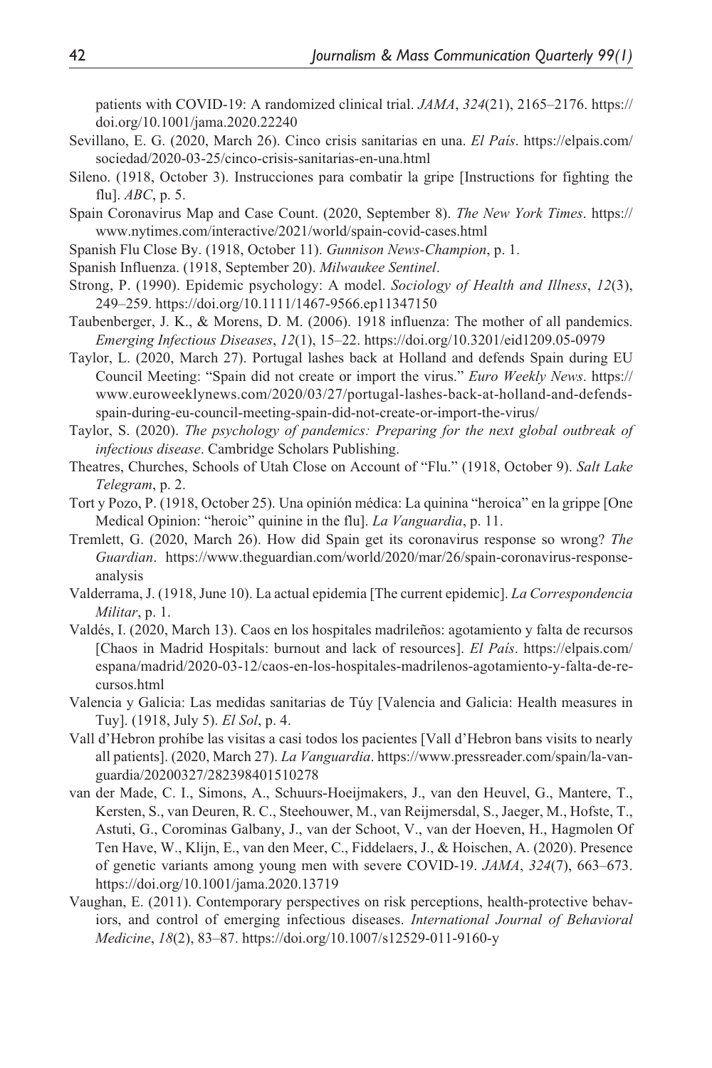patients with COVID-19: A randomized clinical trial. *JAMA*, *324*(21), 2165–2176. https://doi.org/10.1001/jama.2020.22240

Sevillano, E. G. (2020, March 26). Cinco crisis sanitarias en una. *El País*. https://elpais.com/sociedad/2020-03-25/cinco-crisis-sanitarias-en-una.html

Sileno. (1918, October 3). Instrucciones para combatir la gripe [Instructions for fighting the flu]. *ABC*, p. 5.

Spain Coronavirus Map and Case Count. (2020, September 8). *The New York Times*. https://www.nytimes.com/interactive/2021/world/spain-covid-cases.html

Spanish Flu Close By. (1918, October 11). *Gunnison News-Champion*, p. 1.

Spanish Influenza. (1918, September 20). *Milwaukee Sentinel*.

Strong, P. (1990). Epidemic psychology: A model. *Sociology of Health and Illness*, *12*(3), 249–259. https://doi.org/10.1111/1467-9566.ep11347150

Taubenberger, J. K., & Morens, D. M. (2006). 1918 influenza: The mother of all pandemics. *Emerging Infectious Diseases*, *12*(1), 15–22. https://doi.org/10.3201/eid1209.05-0979

Taylor, L. (2020, March 27). Portugal lashes back at Holland and defends Spain during EU Council Meeting: "Spain did not create or import the virus." *Euro Weekly News*. https://www.euroweeklynews.com/2020/03/27/portugal-lashes-back-at-holland-and-defends-spain-during-eu-council-meeting-spain-did-not-create-or-import-the-virus/

Taylor, S. (2020). *The psychology of pandemics: Preparing for the next global outbreak of infectious disease*. Cambridge Scholars Publishing.

Theatres, Churches, Schools of Utah Close on Account of "Flu." (1918, October 9). *Salt Lake Telegram*, p. 2.

Tort y Pozo, P. (1918, October 25). Una opinión médica: La quinina "heroica" en la grippe [One Medical Opinion: "heroic" quinine in the flu]. *La Vanguardia*, p. 11.

Tremlett, G. (2020, March 26). How did Spain get its coronavirus response so wrong? *The Guardian*. https://www.theguardian.com/world/2020/mar/26/spain-coronavirus-response-analysis

Valderrama, J. (1918, June 10). La actual epidemia [The current epidemic]. *La Correspondencia Militar*, p. 1.

Valdés, I. (2020, March 13). Caos en los hospitales madrileños: agotamiento y falta de recursos [Chaos in Madrid Hospitals: burnout and lack of resources]. *El País*. https://elpais.com/espana/madrid/2020-03-12/caos-en-los-hospitales-madrilenos-agotamiento-y-falta-de-recursos.html

Valencia y Galicia: Las medidas sanitarias de Túy [Valencia and Galicia: Health measures in Tuy]. (1918, July 5). *El Sol*, p. 4.

Vall d'Hebron prohíbe las visitas a casi todos los pacientes [Vall d'Hebron bans visits to nearly all patients]. (2020, March 27). *La Vanguardia*. https://www.pressreader.com/spain/la-vanguardia/20200327/282398401510278

van der Made, C. I., Simons, A., Schuurs-Hoeijmakers, J., van den Heuvel, G., Mantere, T., Kersten, S., van Deuren, R. C., Steehouwer, M., van Reijmersdal, S., Jaeger, M., Hofste, T., Astuti, G., Corominas Galbany, J., van der Schoot, V., van der Hoeven, H., Hagmolen Of Ten Have, W., Klijn, E., van den Meer, C., Fiddelaers, J., & Hoischen, A. (2020). Presence of genetic variants among young men with severe COVID-19. *JAMA*, *324*(7), 663–673. https://doi.org/10.1001/jama.2020.13719

Vaughan, E. (2011). Contemporary perspectives on risk perceptions, health-protective behaviors, and control of emerging infectious diseases. *International Journal of Behavioral Medicine*, *18*(2), 83–87. https://doi.org/10.1007/s12529-011-9160-y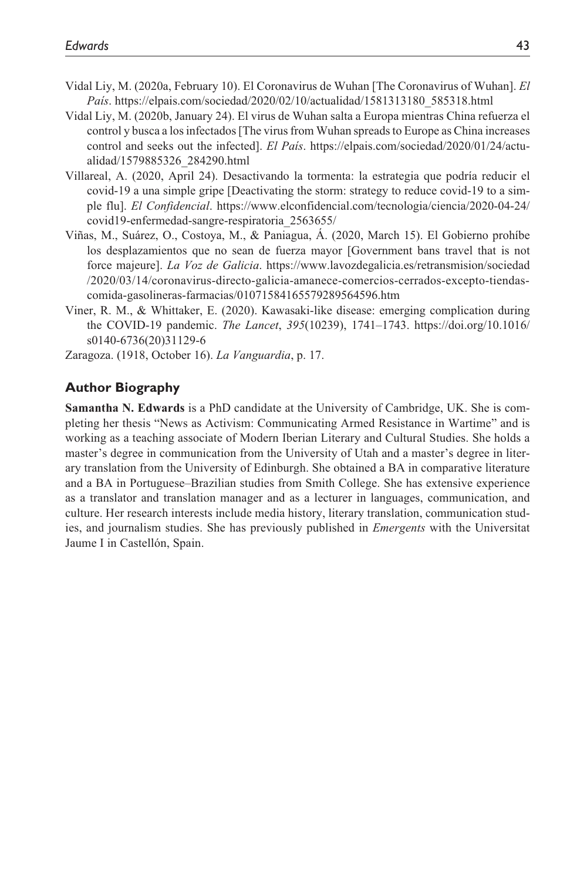Vidal Liy, M. (2020a, February 10). El Coronavirus de Wuhan [The Coronavirus of Wuhan]. *El País*. https://elpais.com/sociedad/2020/02/10/actualidad/1581313180_585318.html

Vidal Liy, M. (2020b, January 24). El virus de Wuhan salta a Europa mientras China refuerza el control y busca a los infectados [The virus from Wuhan spreads to Europe as China increases control and seeks out the infected]. *El País*. https://elpais.com/sociedad/2020/01/24/actualidad/1579885326_284290.html

Villareal, A. (2020, April 24). Desactivando la tormenta: la estrategia que podría reducir el covid-19 a una simple gripe [Deactivating the storm: strategy to reduce covid-19 to a simple flu]. *El Confidencial*. https://www.elconfidencial.com/tecnologia/ciencia/2020-04-24/covid19-enfermedad-sangre-respiratoria_2563655/

Viñas, M., Suárez, O., Costoya, M., & Paniagua, Á. (2020, March 15). El Gobierno prohíbe los desplazamientos que no sean de fuerza mayor [Government bans travel that is not force majeure]. *La Voz de Galicia*. https://www.lavozdegalicia.es/retransmision/sociedad/2020/03/14/coronavirus-directo-galicia-amanece-comercios-cerrados-excepto-tiendas-comida-gasolineras-farmacias/01071584165579289564596.htm

Viner, R. M., & Whittaker, E. (2020). Kawasaki-like disease: emerging complication during the COVID-19 pandemic. *The Lancet*, *395*(10239), 1741–1743. https://doi.org/10.1016/s0140-6736(20)31129-6

Zaragoza. (1918, October 16). *La Vanguardia*, p. 17.

## Author Biography

**Samantha N. Edwards** is a PhD candidate at the University of Cambridge, UK. She is completing her thesis "News as Activism: Communicating Armed Resistance in Wartime" and is working as a teaching associate of Modern Iberian Literary and Cultural Studies. She holds a master's degree in communication from the University of Utah and a master's degree in literary translation from the University of Edinburgh. She obtained a BA in comparative literature and a BA in Portuguese–Brazilian studies from Smith College. She has extensive experience as a translator and translation manager and as a lecturer in languages, communication, and culture. Her research interests include media history, literary translation, communication studies, and journalism studies. She has previously published in *Emergents* with the Universitat Jaume I in Castellón, Spain.